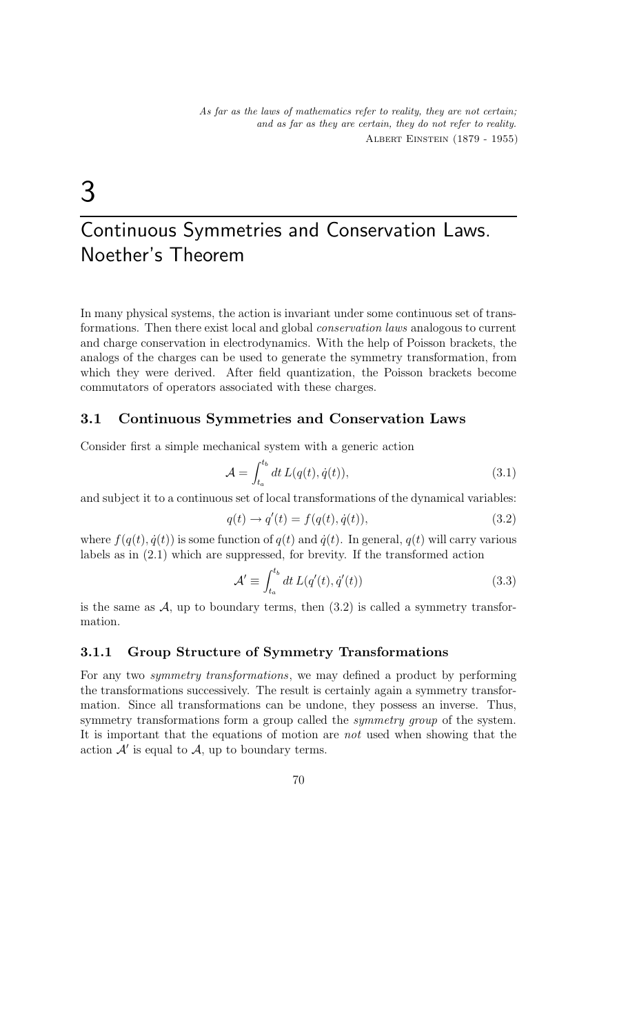*As far as the laws of mathematics refer to reality, they are not certain; and as far as they are certain, they do not refer to reality.*
ALBERT EINSTEIN (1879 - 1955)

# 3 Continuous Symmetries and Conservation Laws. Noether's Theorem

In many physical systems, the action is invariant under some continuous set of transformations. Then there exist local and global *conservation laws* analogous to current and charge conservation in electrodynamics. With the help of Poisson brackets, the analogs of the charges can be used to generate the symmetry transformation, from which they were derived. After field quantization, the Poisson brackets become commutators of operators associated with these charges.

## 3.1 Continuous Symmetries and Conservation Laws

Consider first a simple mechanical system with a generic action

$$\mathcal{A} = \int_{t_a}^{t_b} dt\, L(q(t), \dot{q}(t)), \tag{3.1}$$

and subject it to a continuous set of local transformations of the dynamical variables:

$$q(t) \rightarrow q'(t) = f(q(t), \dot{q}(t)), \tag{3.2}$$

where $f(q(t), \dot{q}(t))$ is some function of $q(t)$ and $\dot{q}(t)$. In general, $q(t)$ will carry various labels as in (2.1) which are suppressed, for brevity. If the transformed action

$$\mathcal{A}' \equiv \int_{t_a}^{t_b} dt\, L(q'(t), \dot{q}'(t)) \tag{3.3}$$

is the same as $\mathcal{A}$, up to boundary terms, then (3.2) is called a symmetry transformation.

### 3.1.1 Group Structure of Symmetry Transformations

For any two *symmetry transformations*, we may defined a product by performing the transformations successively. The result is certainly again a symmetry transformation. Since all transformations can be undone, they possess an inverse. Thus, symmetry transformations form a group called the *symmetry group* of the system. It is important that the equations of motion are *not* used when showing that the action $\mathcal{A}'$ is equal to $\mathcal{A}$, up to boundary terms.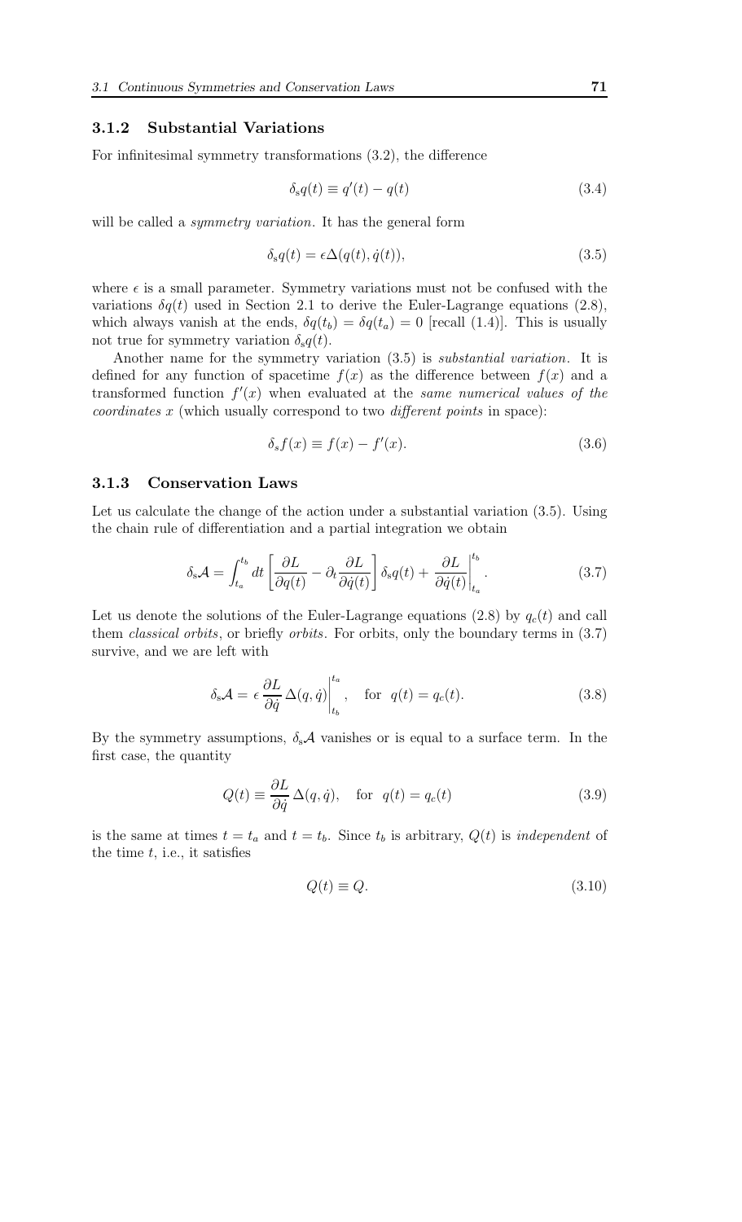### 3.1.2 Substantial Variations

For infinitesimal symmetry transformations (3.2), the difference

$$\delta_{\rm s} q(t) \equiv q'(t) - q(t) \tag{3.4}$$

will be called a *symmetry variation*. It has the general form

$$\delta_{\rm s} q(t) = \epsilon \Delta(q(t), \dot{q}(t)), \tag{3.5}$$

where $\epsilon$ is a small parameter. Symmetry variations must not be confused with the variations $\delta q(t)$ used in Section 2.1 to derive the Euler-Lagrange equations (2.8), which always vanish at the ends, $\delta q(t_b) = \delta q(t_a) = 0$ [recall (1.4)]. This is usually not true for symmetry variation $\delta_{\rm s} q(t)$.

Another name for the symmetry variation (3.5) is *substantial variation*. It is defined for any function of spacetime $f(x)$ as the difference between $f(x)$ and a transformed function $f'(x)$ when evaluated at the *same numerical values of the coordinates* $x$ (which usually correspond to two *different points* in space):

$$\delta_s f(x) \equiv f(x) - f'(x). \tag{3.6}$$

### 3.1.3 Conservation Laws

Let us calculate the change of the action under a substantial variation (3.5). Using the chain rule of differentiation and a partial integration we obtain

$$\delta_{\rm s} \mathcal{A} = \int_{t_a}^{t_b} dt \left[ \frac{\partial L}{\partial q(t)} - \partial_t \frac{\partial L}{\partial \dot{q}(t)} \right] \delta_{\rm s} q(t) + \left. \frac{\partial L}{\partial \dot{q}(t)} \right|_{t_a}^{t_b}. \tag{3.7}$$

Let us denote the solutions of the Euler-Lagrange equations (2.8) by $q_c(t)$ and call them *classical orbits*, or briefly *orbits*. For orbits, only the boundary terms in (3.7) survive, and we are left with

$$\delta_{\rm s} \mathcal{A} = \epsilon \left. \frac{\partial L}{\partial \dot{q}} \Delta(q, \dot{q}) \right|_{t_b}^{t_a}, \quad \text{for} \;\; q(t) = q_c(t). \tag{3.8}$$

By the symmetry assumptions, $\delta_{\rm s} \mathcal{A}$ vanishes or is equal to a surface term. In the first case, the quantity

$$Q(t) \equiv \frac{\partial L}{\partial \dot{q}} \Delta(q, \dot{q}), \quad \text{for} \;\; q(t) = q_c(t) \tag{3.9}$$

is the same at times $t = t_a$ and $t = t_b$. Since $t_b$ is arbitrary, $Q(t)$ is *independent* of the time $t$, i.e., it satisfies

$$Q(t) \equiv Q. \tag{3.10}$$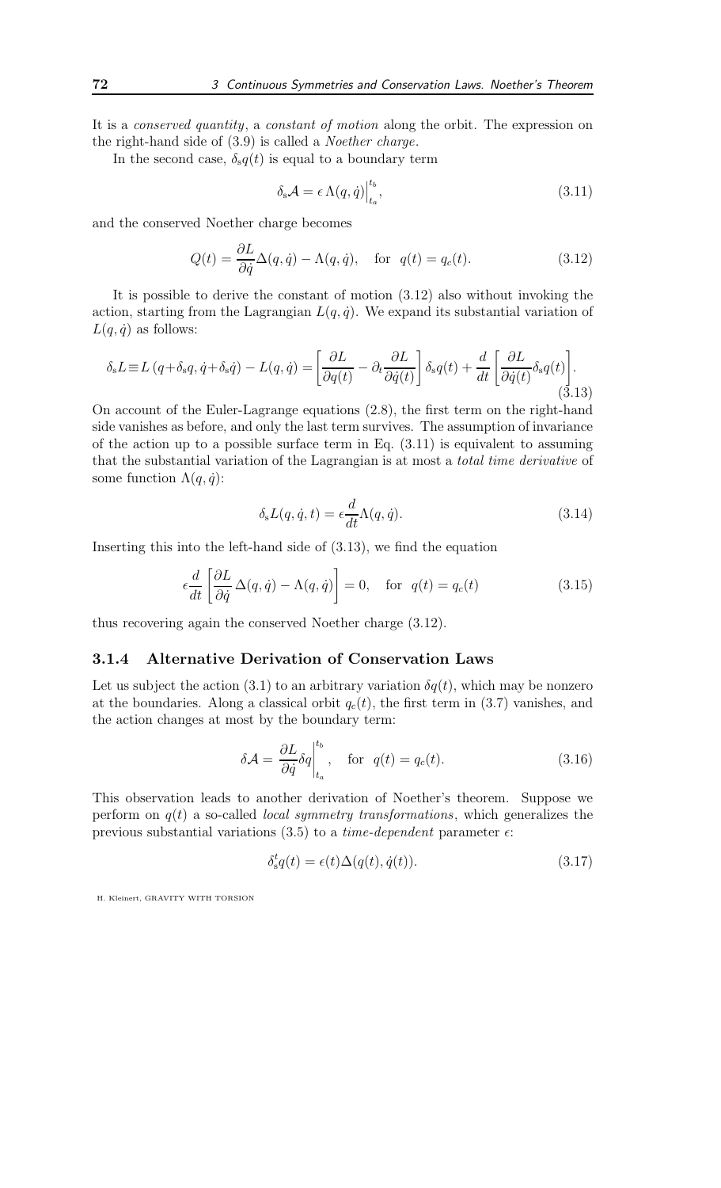It is a *conserved quantity*, a *constant of motion* along the orbit. The expression on the right-hand side of (3.9) is called a *Noether charge*.

In the second case, $\delta_s q(t)$ is equal to a boundary term

$$\delta_s \mathcal{A} = \epsilon \, \Lambda(q, \dot{q})\Big|_{t_a}^{t_b}, \tag{3.11}$$

and the conserved Noether charge becomes

$$Q(t) = \frac{\partial L}{\partial \dot{q}} \Delta(q, \dot{q}) - \Lambda(q, \dot{q}), \quad \text{for} \;\; q(t) = q_c(t). \tag{3.12}$$

It is possible to derive the constant of motion (3.12) also without invoking the action, starting from the Lagrangian $L(q, \dot{q})$. We expand its substantial variation of $L(q, \dot{q})$ as follows:

$$\delta_s L \equiv L\left(q + \delta_s q, \dot{q} + \delta_s \dot{q}\right) - L(q, \dot{q}) = \left[\frac{\partial L}{\partial q(t)} - \partial_t \frac{\partial L}{\partial \dot{q}(t)}\right] \delta_s q(t) + \frac{d}{dt}\left[\frac{\partial L}{\partial \dot{q}(t)} \delta_s q(t)\right]. \tag{3.13}$$

On account of the Euler-Lagrange equations (2.8), the first term on the right-hand side vanishes as before, and only the last term survives. The assumption of invariance of the action up to a possible surface term in Eq. (3.11) is equivalent to assuming that the substantial variation of the Lagrangian is at most a *total time derivative* of some function $\Lambda(q, \dot{q})$:

$$\delta_s L(q, \dot{q}, t) = \epsilon \frac{d}{dt} \Lambda(q, \dot{q}). \tag{3.14}$$

Inserting this into the left-hand side of (3.13), we find the equation

$$\epsilon \frac{d}{dt}\left[\frac{\partial L}{\partial \dot{q}} \, \Delta(q, \dot{q}) - \Lambda(q, \dot{q})\right] = 0, \quad \text{for} \;\; q(t) = q_c(t) \tag{3.15}$$

thus recovering again the conserved Noether charge (3.12).

### 3.1.4 Alternative Derivation of Conservation Laws

Let us subject the action (3.1) to an arbitrary variation $\delta q(t)$, which may be nonzero at the boundaries. Along a classical orbit $q_c(t)$, the first term in (3.7) vanishes, and the action changes at most by the boundary term:

$$\delta \mathcal{A} = \frac{\partial L}{\partial \dot{q}} \delta q \Bigg|_{t_a}^{t_b}, \quad \text{for} \;\; q(t) = q_c(t). \tag{3.16}$$

This observation leads to another derivation of Noether's theorem. Suppose we perform on $q(t)$ a so-called *local symmetry transformations*, which generalizes the previous substantial variations (3.5) to a *time-dependent* parameter $\epsilon$:

$$\delta_s^t q(t) = \epsilon(t) \Delta(q(t), \dot{q}(t)). \tag{3.17}$$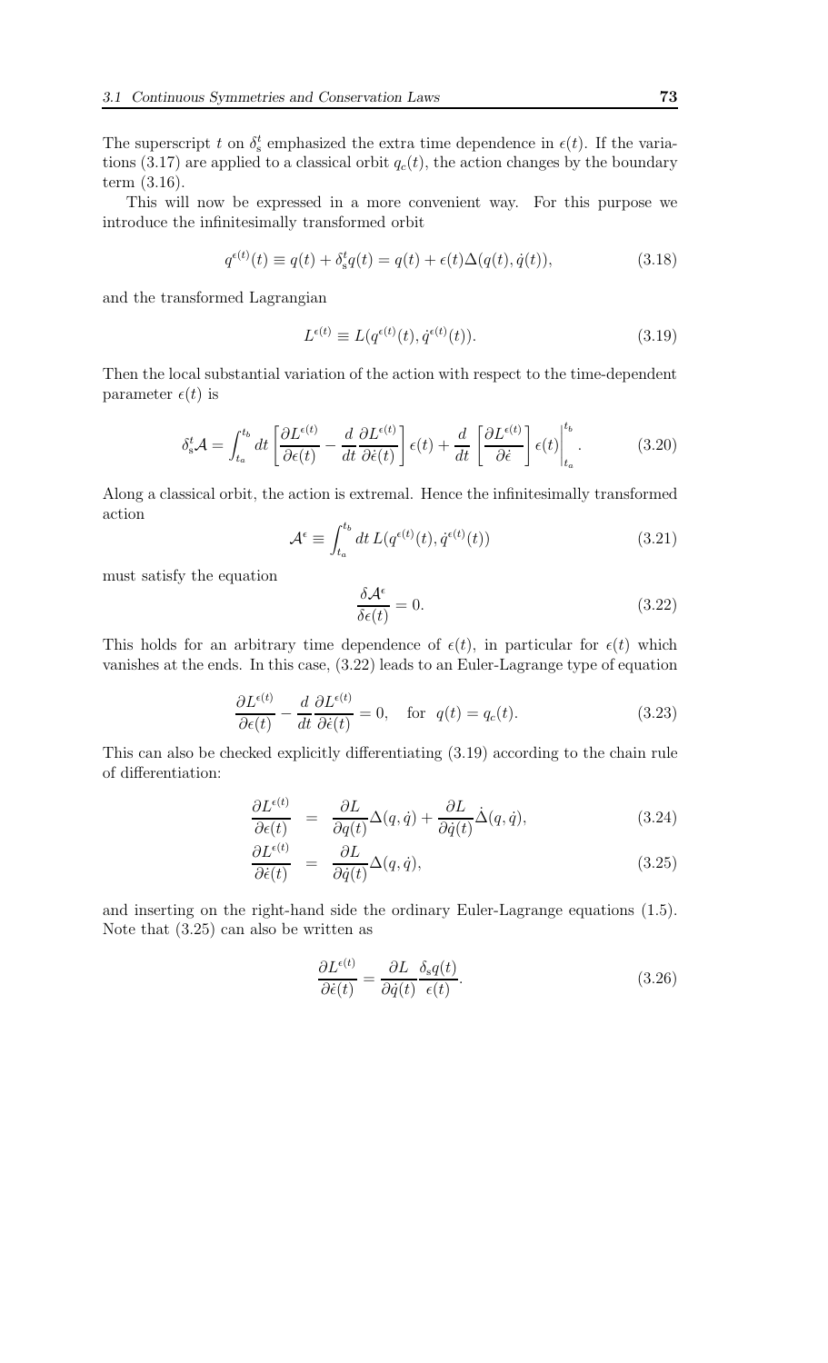The superscript $t$ on $\delta_s^t$ emphasized the extra time dependence in $\epsilon(t)$. If the variations (3.17) are applied to a classical orbit $q_c(t)$, the action changes by the boundary term (3.16).

This will now be expressed in a more convenient way. For this purpose we introduce the infinitesimally transformed orbit

$$q^{\epsilon(t)}(t) \equiv q(t) + \delta_s^t q(t) = q(t) + \epsilon(t)\Delta(q(t), \dot{q}(t)), \tag{3.18}$$

and the transformed Lagrangian

$$L^{\epsilon(t)} \equiv L(q^{\epsilon(t)}(t), \dot{q}^{\epsilon(t)}(t)). \tag{3.19}$$

Then the local substantial variation of the action with respect to the time-dependent parameter $\epsilon(t)$ is

$$\delta_s^t \mathcal{A} = \int_{t_a}^{t_b} dt \left[ \frac{\partial L^{\epsilon(t)}}{\partial \epsilon(t)} - \frac{d}{dt} \frac{\partial L^{\epsilon(t)}}{\partial \dot{\epsilon}(t)} \right] \epsilon(t) + \frac{d}{dt} \left[ \frac{\partial L^{\epsilon(t)}}{\partial \dot{\epsilon}} \right] \epsilon(t) \Bigg|_{t_a}^{t_b}. \tag{3.20}$$

Along a classical orbit, the action is extremal. Hence the infinitesimally transformed action

$$\mathcal{A}^{\epsilon} \equiv \int_{t_a}^{t_b} dt\, L(q^{\epsilon(t)}(t), \dot{q}^{\epsilon(t)}(t)) \tag{3.21}$$

must satisfy the equation

$$\frac{\delta \mathcal{A}^{\epsilon}}{\delta \epsilon(t)} = 0. \tag{3.22}$$

This holds for an arbitrary time dependence of $\epsilon(t)$, in particular for $\epsilon(t)$ which vanishes at the ends. In this case, (3.22) leads to an Euler-Lagrange type of equation

$$\frac{\partial L^{\epsilon(t)}}{\partial \epsilon(t)} - \frac{d}{dt} \frac{\partial L^{\epsilon(t)}}{\partial \dot{\epsilon}(t)} = 0, \quad \text{for } \; q(t) = q_c(t). \tag{3.23}$$

This can also be checked explicitly differentiating (3.19) according to the chain rule of differentiation:

$$\frac{\partial L^{\epsilon(t)}}{\partial \epsilon(t)} = \frac{\partial L}{\partial q(t)} \Delta(q, \dot{q}) + \frac{\partial L}{\partial \dot{q}(t)} \dot{\Delta}(q, \dot{q}), \tag{3.24}$$

$$\frac{\partial L^{\epsilon(t)}}{\partial \dot{\epsilon}(t)} = \frac{\partial L}{\partial \dot{q}(t)} \Delta(q, \dot{q}), \tag{3.25}$$

and inserting on the right-hand side the ordinary Euler-Lagrange equations (1.5). Note that (3.25) can also be written as

$$\frac{\partial L^{\epsilon(t)}}{\partial \dot{\epsilon}(t)} = \frac{\partial L}{\partial \dot{q}(t)} \frac{\delta_s q(t)}{\epsilon(t)}. \tag{3.26}$$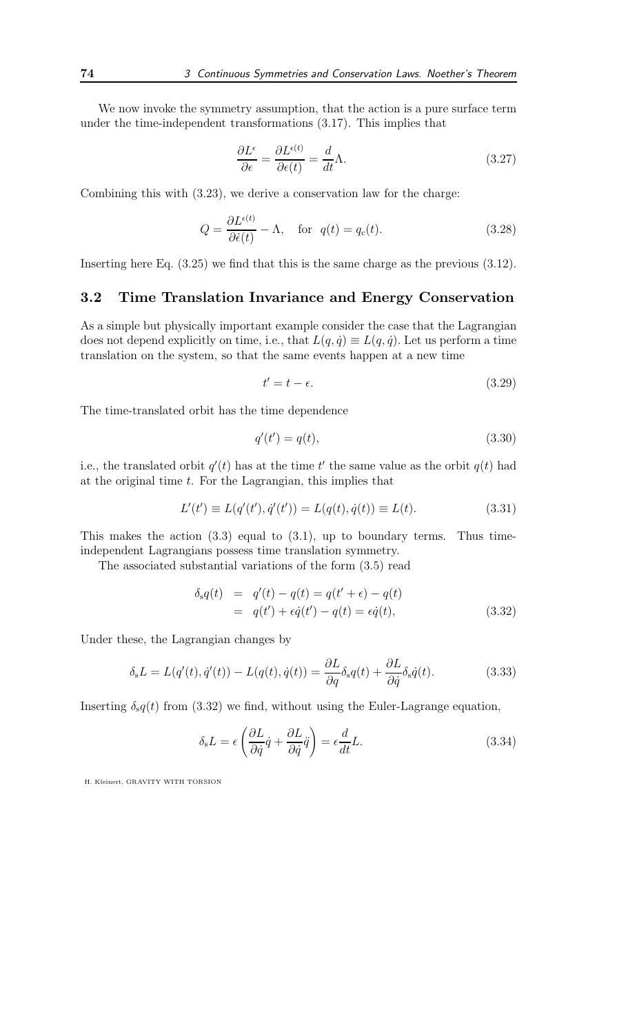We now invoke the symmetry assumption, that the action is a pure surface term under the time-independent transformations (3.17). This implies that

$$\frac{\partial L^{\epsilon}}{\partial \epsilon} = \frac{\partial L^{\epsilon(t)}}{\partial \epsilon(t)} = \frac{d}{dt}\Lambda. \tag{3.27}$$

Combining this with (3.23), we derive a conservation law for the charge:

$$Q = \frac{\partial L^{\epsilon(t)}}{\partial \dot{\epsilon}(t)} - \Lambda, \quad \text{for } q(t) = q_c(t). \tag{3.28}$$

Inserting here Eq. (3.25) we find that this is the same charge as the previous (3.12).

## 3.2 Time Translation Invariance and Energy Conservation

As a simple but physically important example consider the case that the Lagrangian does not depend explicitly on time, i.e., that $L(q, \dot{q}) \equiv L(q, \dot{q})$. Let us perform a time translation on the system, so that the same events happen at a new time

$$t' = t - \epsilon. \tag{3.29}$$

The time-translated orbit has the time dependence

$$q'(t') = q(t), \tag{3.30}$$

i.e., the translated orbit $q'(t)$ has at the time $t'$ the same value as the orbit $q(t)$ had at the original time $t$. For the Lagrangian, this implies that

$$L'(t') \equiv L(q'(t'), \dot{q}'(t')) = L(q(t), \dot{q}(t)) \equiv L(t). \tag{3.31}$$

This makes the action (3.3) equal to (3.1), up to boundary terms. Thus time-independent Lagrangians possess time translation symmetry.

The associated substantial variations of the form (3.5) read

$$\begin{aligned} \delta_{\rm s} q(t) &= q'(t) - q(t) = q(t' + \epsilon) - q(t) \\ &= q(t') + \epsilon \dot{q}(t') - q(t) = \epsilon \dot{q}(t), \end{aligned} \tag{3.32}$$

Under these, the Lagrangian changes by

$$\delta_{\rm s} L = L(q'(t), \dot{q}'(t)) - L(q(t), \dot{q}(t)) = \frac{\partial L}{\partial q}\delta_{\rm s} q(t) + \frac{\partial L}{\partial \dot{q}}\delta_{\rm s} \dot{q}(t). \tag{3.33}$$

Inserting $\delta_{\rm s} q(t)$ from (3.32) we find, without using the Euler-Lagrange equation,

$$\delta_{\rm s} L = \epsilon \left( \frac{\partial L}{\partial q}\dot{q} + \frac{\partial L}{\partial \dot{q}}\ddot{q} \right) = \epsilon \frac{d}{dt} L. \tag{3.34}$$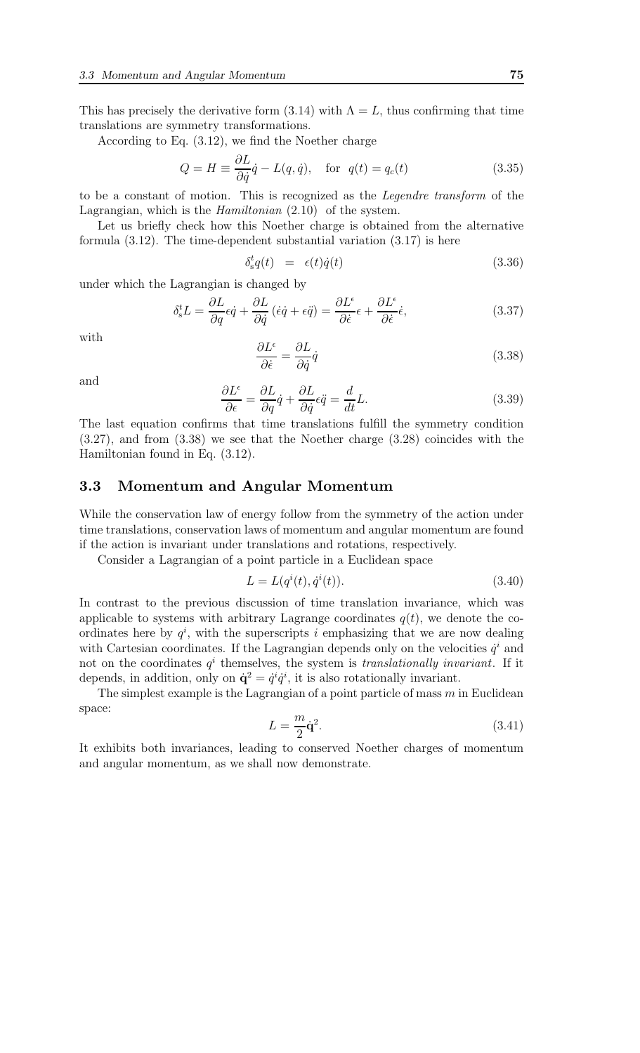This has precisely the derivative form (3.14) with $\Lambda = L$, thus confirming that time translations are symmetry transformations.

According to Eq. (3.12), we find the Noether charge

$$Q = H \equiv \frac{\partial L}{\partial \dot{q}} \dot{q} - L(q, \dot{q}), \quad \text{for } q(t) = q_c(t) \tag{3.35}$$

to be a constant of motion. This is recognized as the *Legendre transform* of the Lagrangian, which is the *Hamiltonian* (2.10) of the system.

Let us briefly check how this Noether charge is obtained from the alternative formula (3.12). The time-dependent substantial variation (3.17) is here

$$\delta_s^t q(t) = \epsilon(t) \dot{q}(t) \tag{3.36}$$

under which the Lagrangian is changed by

$$\delta_s^t L = \frac{\partial L}{\partial q} \epsilon \dot{q} + \frac{\partial L}{\partial \dot{q}} \left( \dot{\epsilon} \dot{q} + \epsilon \ddot{q} \right) = \frac{\partial L^\epsilon}{\partial \epsilon} \epsilon + \frac{\partial L^\epsilon}{\partial \dot{\epsilon}} \dot{\epsilon}, \tag{3.37}$$

with

$$\frac{\partial L^\epsilon}{\partial \dot{\epsilon}} = \frac{\partial L}{\partial \dot{q}} \dot{q} \tag{3.38}$$

and

$$\frac{\partial L^\epsilon}{\partial \epsilon} = \frac{\partial L}{\partial q} \dot{q} + \frac{\partial L}{\partial \dot{q}} \epsilon \ddot{q} = \frac{d}{dt} L. \tag{3.39}$$

The last equation confirms that time translations fulfill the symmetry condition (3.27), and from (3.38) we see that the Noether charge (3.28) coincides with the Hamiltonian found in Eq. (3.12).

## 3.3 Momentum and Angular Momentum

While the conservation law of energy follow from the symmetry of the action under time translations, conservation laws of momentum and angular momentum are found if the action is invariant under translations and rotations, respectively.

Consider a Lagrangian of a point particle in a Euclidean space

$$L = L(q^i(t), \dot{q}^i(t)). \tag{3.40}$$

In contrast to the previous discussion of time translation invariance, which was applicable to systems with arbitrary Lagrange coordinates $q(t)$, we denote the coordinates here by $q^i$, with the superscripts $i$ emphasizing that we are now dealing with Cartesian coordinates. If the Lagrangian depends only on the velocities $\dot{q}^i$ and not on the coordinates $q^i$ themselves, the system is *translationally invariant*. If it depends, in addition, only on $\dot{\mathbf{q}}^2 = \dot{q}^i \dot{q}^i$, it is also rotationally invariant.

The simplest example is the Lagrangian of a point particle of mass $m$ in Euclidean space:

$$L = \frac{m}{2} \dot{\mathbf{q}}^2. \tag{3.41}$$

It exhibits both invariances, leading to conserved Noether charges of momentum and angular momentum, as we shall now demonstrate.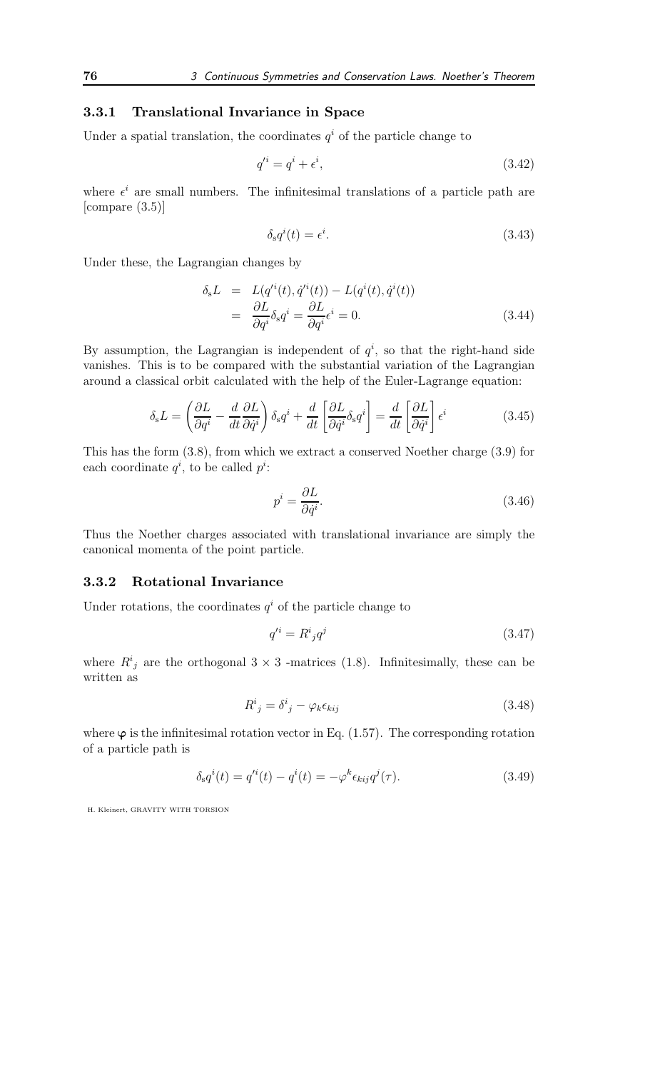### 3.3.1 Translational Invariance in Space

Under a spatial translation, the coordinates $q^i$ of the particle change to

$$q'^i = q^i + \epsilon^i, \tag{3.42}$$

where $\epsilon^i$ are small numbers. The infinitesimal translations of a particle path are [compare (3.5)]

$$\delta_s q^i(t) = \epsilon^i. \tag{3.43}$$

Under these, the Lagrangian changes by

$$\begin{aligned} \delta_s L &= L(q'^i(t), \dot{q}'^i(t)) - L(q^i(t), \dot{q}^i(t)) \\ &= \frac{\partial L}{\partial q^i}\delta_s q^i = \frac{\partial L}{\partial q^i}\epsilon^i = 0. \end{aligned} \tag{3.44}$$

By assumption, the Lagrangian is independent of $q^i$, so that the right-hand side vanishes. This is to be compared with the substantial variation of the Lagrangian around a classical orbit calculated with the help of the Euler-Lagrange equation:

$$\delta_s L = \left(\frac{\partial L}{\partial q^i} - \frac{d}{dt}\frac{\partial L}{\partial \dot{q}^i}\right)\delta_s q^i + \frac{d}{dt}\left[\frac{\partial L}{\partial \dot{q}^i}\delta_s q^i\right] = \frac{d}{dt}\left[\frac{\partial L}{\partial \dot{q}^i}\right]\epsilon^i \tag{3.45}$$

This has the form (3.8), from which we extract a conserved Noether charge (3.9) for each coordinate $q^i$, to be called $p^i$:

$$p^i = \frac{\partial L}{\partial \dot{q}^i}. \tag{3.46}$$

Thus the Noether charges associated with translational invariance are simply the canonical momenta of the point particle.

### 3.3.2 Rotational Invariance

Under rotations, the coordinates $q^i$ of the particle change to

$$q'^i = R^i{}_j q^j \tag{3.47}$$

where $R^i{}_j$ are the orthogonal $3 \times 3$ -matrices (1.8). Infinitesimally, these can be written as

$$R^i{}_j = \delta^i{}_j - \varphi_k \epsilon_{kij} \tag{3.48}$$

where $\boldsymbol{\varphi}$ is the infinitesimal rotation vector in Eq. (1.57). The corresponding rotation of a particle path is

$$\delta_s q^i(t) = q'^i(t) - q^i(t) = -\varphi^k \epsilon_{kij} q^j(\tau). \tag{3.49}$$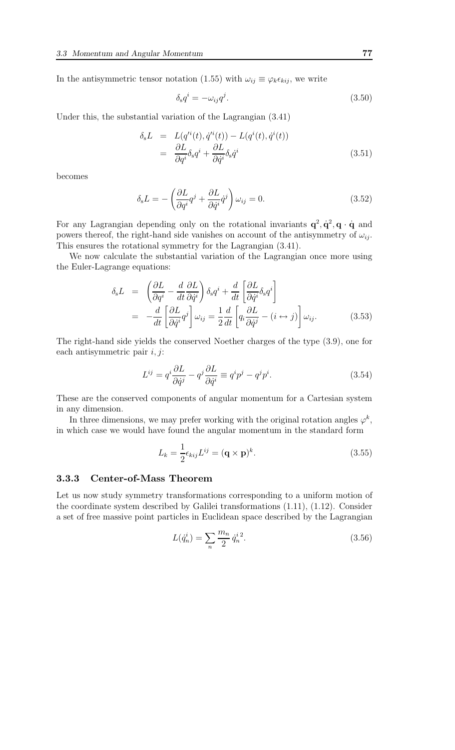In the antisymmetric tensor notation (1.55) with $\omega_{ij} \equiv \varphi_k \epsilon_{kij}$, we write

$$\delta_s q^i = -\omega_{ij} q^j. \tag{3.50}$$

Under this, the substantial variation of the Lagrangian (3.41)

$$\begin{aligned} \delta_s L &= L(q'^i(t), \dot{q}'^i(t)) - L(q^i(t), \dot{q}^i(t)) \\ &= \frac{\partial L}{\partial q^i}\delta_s q^i + \frac{\partial L}{\partial \dot{q}^i}\delta_s \dot{q}^i \end{aligned} \tag{3.51}$$

becomes

$$\delta_s L = -\left(\frac{\partial L}{\partial q^i} q^j + \frac{\partial L}{\partial \dot{q}^i}\dot{q}^j\right)\omega_{ij} = 0. \tag{3.52}$$

For any Lagrangian depending only on the rotational invariants $\mathbf{q}^2, \dot{\mathbf{q}}^2, \mathbf{q}\cdot\dot{\mathbf{q}}$ and powers thereof, the right-hand side vanishes on account of the antisymmetry of $\omega_{ij}$. This ensures the rotational symmetry for the Lagrangian (3.41).

We now calculate the substantial variation of the Lagrangian once more using the Euler-Lagrange equations:

$$\begin{aligned} \delta_s L &= \left(\frac{\partial L}{\partial q^i} - \frac{d}{dt}\frac{\partial L}{\partial \dot{q}^i}\right)\delta_s q^i + \frac{d}{dt}\left[\frac{\partial L}{\partial \dot{q}^i}\delta_s q^i\right] \\ &= -\frac{d}{dt}\left[\frac{\partial L}{\partial \dot{q}^i} q^j\right]\omega_{ij} = \frac{1}{2}\frac{d}{dt}\left[q_i \frac{\partial L}{\partial \dot{q}^j} - (i \leftrightarrow j)\right]\omega_{ij}. \end{aligned} \tag{3.53}$$

The right-hand side yields the conserved Noether charges of the type (3.9), one for each antisymmetric pair $i, j$:

$$L^{ij} = q^i \frac{\partial L}{\partial \dot{q}^j} - q^j \frac{\partial L}{\partial \dot{q}^i} \equiv q^i p^j - q^j p^i. \tag{3.54}$$

These are the conserved components of angular momentum for a Cartesian system in any dimension.

In three dimensions, we may prefer working with the original rotation angles $\varphi^k$, in which case we would have found the angular momentum in the standard form

$$L_k = \frac{1}{2}\epsilon_{kij} L^{ij} = (\mathbf{q}\times\mathbf{p})^k. \tag{3.55}$$

### 3.3.3 Center-of-Mass Theorem

Let us now study symmetry transformations corresponding to a uniform motion of the coordinate system described by Galilei transformations (1.11), (1.12). Consider a set of free massive point particles in Euclidean space described by the Lagrangian

$$L(\dot{q}_n^i) = \sum_n \frac{m_n}{2}\,\dot{q}_n^{i\,2}. \tag{3.56}$$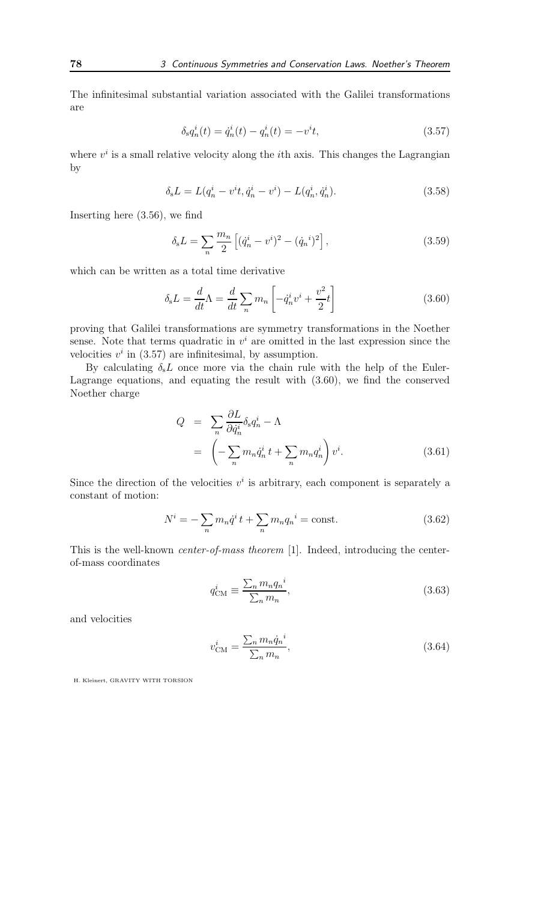The infinitesimal substantial variation associated with the Galilei transformations are

$$\delta_s q_n^i(t) = q_n'^i(t) - q_n^i(t) = -v^i t, \tag{3.57}$$

where $v^i$ is a small relative velocity along the $i$th axis. This changes the Lagrangian by

$$\delta_s L = L(q_n^i - v^i t, \dot{q}_n^i - v^i) - L(q_n^i, \dot{q}_n^i). \tag{3.58}$$

Inserting here (3.56), we find

$$\delta_s L = \sum_n \frac{m_n}{2} \left[ (\dot{q}_n^i - v^i)^2 - (\dot{q}_n{}^i)^2 \right], \tag{3.59}$$

which can be written as a total time derivative

$$\delta_s L = \frac{d}{dt}\Lambda = \frac{d}{dt} \sum_n m_n \left[ -q_n^i v^i + \frac{v^2}{2} t \right] \tag{3.60}$$

proving that Galilei transformations are symmetry transformations in the Noether sense. Note that terms quadratic in $v^i$ are omitted in the last expression since the velocities $v^i$ in (3.57) are infinitesimal, by assumption.

By calculating $\delta_s L$ once more via the chain rule with the help of the Euler-Lagrange equations, and equating the result with (3.60), we find the conserved Noether charge

$$\begin{aligned} Q &= \sum_n \frac{\partial L}{\partial \dot{q}_n^i} \delta_s q_n^i - \Lambda \\ &= \left( -\sum_n m_n \dot{q}_n^i \, t + \sum_n m_n q_n^i \right) v^i. \end{aligned} \tag{3.61}$$

Since the direction of the velocities $v^i$ is arbitrary, each component is separately a constant of motion:

$$N^i = -\sum_n m_n \dot{q}^i \, t + \sum_n m_n q_n{}^i = \text{const}. \tag{3.62}$$

This is the well-known *center-of-mass theorem* [1]. Indeed, introducing the center-of-mass coordinates

$$q_{\text{CM}}^i \equiv \frac{\sum_n m_n q_n{}^i}{\sum_n m_n}, \tag{3.63}$$

and velocities

$$v_{\text{CM}}^i = \frac{\sum_n m_n \dot{q}_n{}^i}{\sum_n m_n}, \tag{3.64}$$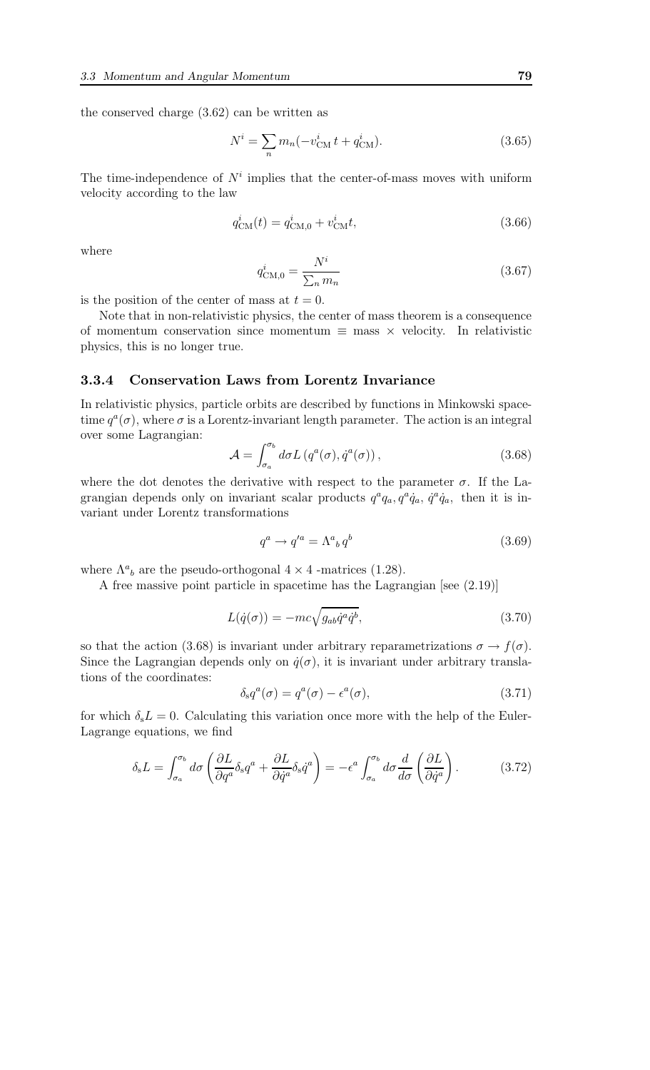the conserved charge (3.62) can be written as

$$N^i = \sum_n m_n(-v^i_{\rm CM}\, t + q^i_{\rm CM}). \tag{3.65}$$

The time-independence of $N^i$ implies that the center-of-mass moves with uniform velocity according to the law

$$q^i_{\rm CM}(t) = q^i_{\rm CM,0} + v^i_{\rm CM} t, \tag{3.66}$$

where

$$q^i_{\rm CM,0} = \frac{N^i}{\sum_n m_n} \tag{3.67}$$

is the position of the center of mass at $t = 0$.

Note that in non-relativistic physics, the center of mass theorem is a consequence of momentum conservation since momentum $\equiv$ mass $\times$ velocity. In relativistic physics, this is no longer true.

### 3.3.4 Conservation Laws from Lorentz Invariance

In relativistic physics, particle orbits are described by functions in Minkowski spacetime $q^a(\sigma)$, where $\sigma$ is a Lorentz-invariant length parameter. The action is an integral over some Lagrangian:

$$\mathcal{A} = \int_{\sigma_a}^{\sigma_b} d\sigma\, L\left(q^a(\sigma), \dot{q}^a(\sigma)\right), \tag{3.68}$$

where the dot denotes the derivative with respect to the parameter $\sigma$. If the Lagrangian depends only on invariant scalar products $q^a q_a, q^a \dot{q}_a, \dot{q}^a \dot{q}_a$, then it is invariant under Lorentz transformations

$$q^a \to q'^a = \Lambda^a{}_b\, q^b \tag{3.69}$$

where $\Lambda^a{}_b$ are the pseudo-orthogonal $4 \times 4$ -matrices (1.28).

A free massive point particle in spacetime has the Lagrangian [see (2.19)]

$$L(\dot{q}(\sigma)) = -mc\sqrt{g_{ab}\dot{q}^a\dot{q}^b}, \tag{3.70}$$

so that the action (3.68) is invariant under arbitrary reparametrizations $\sigma \to f(\sigma)$. Since the Lagrangian depends only on $\dot{q}(\sigma)$, it is invariant under arbitrary translations of the coordinates:

$$\delta_{\rm s} q^a(\sigma) = q^a(\sigma) - \epsilon^a(\sigma), \tag{3.71}$$

for which $\delta_{\rm s} L = 0$. Calculating this variation once more with the help of the Euler-Lagrange equations, we find

$$\delta_{\rm s} L = \int_{\sigma_a}^{\sigma_b} d\sigma \left( \frac{\partial L}{\partial q^a}\delta_{\rm s} q^a + \frac{\partial L}{\partial \dot{q}^a}\delta_{\rm s}\dot{q}^a \right) = -\epsilon^a \int_{\sigma_a}^{\sigma_b} d\sigma \frac{d}{d\sigma}\left(\frac{\partial L}{\partial \dot{q}^a}\right). \tag{3.72}$$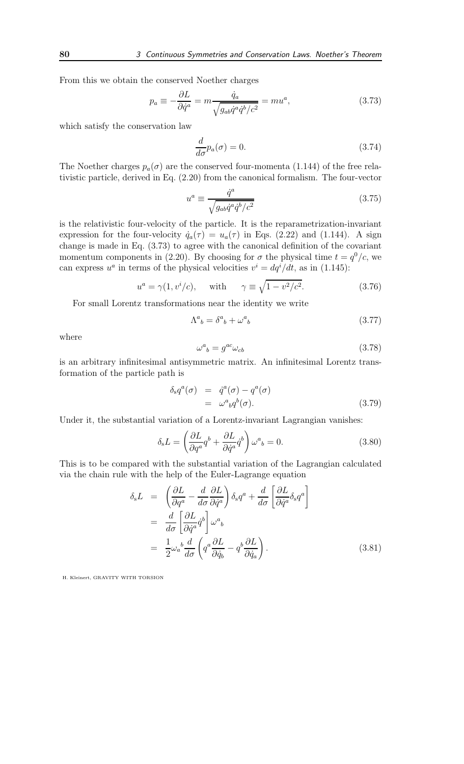From this we obtain the conserved Noether charges

$$p_a \equiv -\frac{\partial L}{\partial \dot{q}^a} = m\frac{\dot{q}_a}{\sqrt{g_{ab}\dot{q}^a\dot{q}^b/c^2}} = mu^a, \tag{3.73}$$

which satisfy the conservation law

$$\frac{d}{d\sigma}p_a(\sigma) = 0. \tag{3.74}$$

The Noether charges $p_a(\sigma)$ are the conserved four-momenta (1.144) of the free relativistic particle, derived in Eq. (2.20) from the canonical formalism. The four-vector

$$u^a \equiv \frac{\dot{q}^a}{\sqrt{g_{ab}\dot{q}^a\dot{q}^b/c^2}} \tag{3.75}$$

is the relativistic four-velocity of the particle. It is the reparametrization-invariant expression for the four-velocity $\dot{q}_a(\tau) = u_a(\tau)$ in Eqs. (2.22) and (1.144). A sign change is made in Eq. (3.73) to agree with the canonical definition of the covariant momentum components in (2.20). By choosing for $\sigma$ the physical time $t = q^0/c$, we can express $u^a$ in terms of the physical velocities $v^i = dq^i/dt$, as in (1.145):

$$u^a = \gamma(1, v^i/c), \qquad \text{with} \qquad \gamma \equiv \sqrt{1 - v^2/c^2}. \tag{3.76}$$

For small Lorentz transformations near the identity we write

$$\Lambda^a{}_b = \delta^a{}_b + \omega^a{}_b \tag{3.77}$$

where

$$\omega^a{}_b = g^{ac}\omega_{cb} \tag{3.78}$$

is an arbitrary infinitesimal antisymmetric matrix. An infinitesimal Lorentz transformation of the particle path is

$$\begin{aligned} \delta_s q^a(\sigma) &= q'^a(\sigma) - q^a(\sigma) \\ &= \omega^a{}_b q^b(\sigma). \end{aligned} \tag{3.79}$$

Under it, the substantial variation of a Lorentz-invariant Lagrangian vanishes:

$$\delta_s L = \left( \frac{\partial L}{\partial q^a} q^b + \frac{\partial L}{\partial \dot{q}^a}\dot{q}^b \right) \omega^a{}_b = 0. \tag{3.80}$$

This is to be compared with the substantial variation of the Lagrangian calculated via the chain rule with the help of the Euler-Lagrange equation

$$\begin{aligned} \delta_s L &= \left( \frac{\partial L}{\partial q^a} - \frac{d}{d\sigma}\frac{\partial L}{\partial \dot{q}^a} \right) \delta_s q^a + \frac{d}{d\sigma}\left[ \frac{\partial L}{\partial \dot{q}^a}\delta_s q^a \right] \\ &= \frac{d}{d\sigma}\left[ \frac{\partial L}{\partial \dot{q}^a}\dot{q}^b \right] \omega^a{}_b \\ &= \frac{1}{2}\omega_a{}^b \frac{d}{d\sigma}\left( q^a \frac{\partial L}{\partial \dot{q}_b} - q^b \frac{\partial L}{\partial \dot{q}_a} \right). \end{aligned} \tag{3.81}$$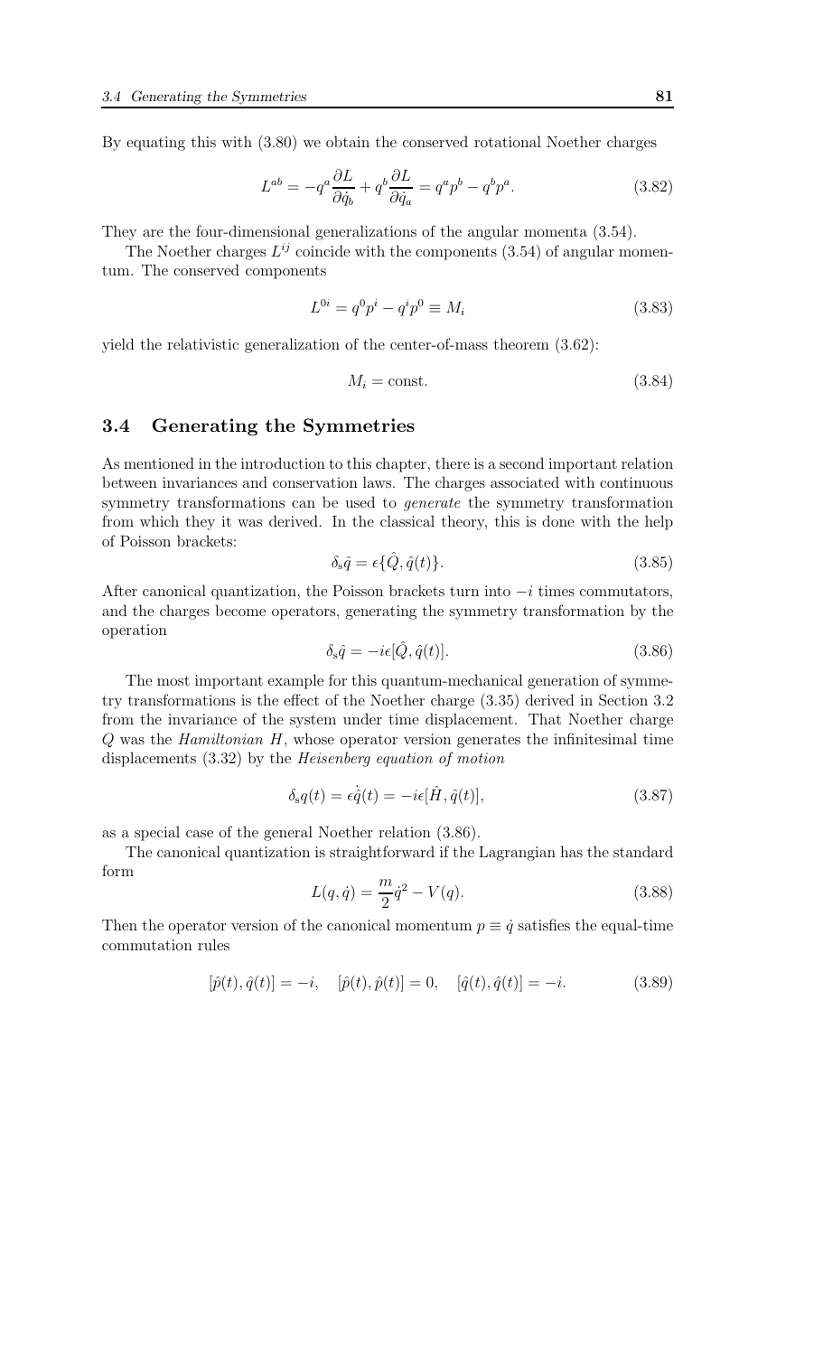By equating this with (3.80) we obtain the conserved rotational Noether charges

$$L^{ab} = -q^a \frac{\partial L}{\partial \dot{q}_b} + q^b \frac{\partial L}{\partial \dot{q}_a} = q^a p^b - q^b p^a. \tag{3.82}$$

They are the four-dimensional generalizations of the angular momenta (3.54).

The Noether charges $L^{ij}$ coincide with the components (3.54) of angular momentum. The conserved components

$$L^{0i} = q^0 p^i - q^i p^0 \equiv M_i \tag{3.83}$$

yield the relativistic generalization of the center-of-mass theorem (3.62):

$$M_i = \text{const.} \tag{3.84}$$

## 3.4 Generating the Symmetries

As mentioned in the introduction to this chapter, there is a second important relation between invariances and conservation laws. The charges associated with continuous symmetry transformations can be used to *generate* the symmetry transformation from which they it was derived. In the classical theory, this is done with the help of Poisson brackets:

$$\delta_s \hat{q} = \epsilon \{\hat{Q}, \hat{q}(t)\}. \tag{3.85}$$

After canonical quantization, the Poisson brackets turn into $-i$ times commutators, and the charges become operators, generating the symmetry transformation by the operation

$$\delta_s \hat{q} = -i\epsilon [\hat{Q}, \hat{q}(t)]. \tag{3.86}$$

The most important example for this quantum-mechanical generation of symmetry transformations is the effect of the Noether charge (3.35) derived in Section 3.2 from the invariance of the system under time displacement. That Noether charge $Q$ was the *Hamiltonian* $H$, whose operator version generates the infinitesimal time displacements (3.32) by the *Heisenberg equation of motion*

$$\delta_s q(t) = \epsilon \dot{\hat{q}}(t) = -i\epsilon [\hat{H}, \hat{q}(t)], \tag{3.87}$$

as a special case of the general Noether relation (3.86).

The canonical quantization is straightforward if the Lagrangian has the standard form

$$L(q, \dot{q}) = \frac{m}{2}\dot{q}^2 - V(q). \tag{3.88}$$

Then the operator version of the canonical momentum $p \equiv \dot{q}$ satisfies the equal-time commutation rules

$$[\hat{p}(t), \hat{q}(t)] = -i, \quad [\hat{p}(t), \hat{p}(t)] = 0, \quad [\hat{q}(t), \hat{q}(t)] = -i. \tag{3.89}$$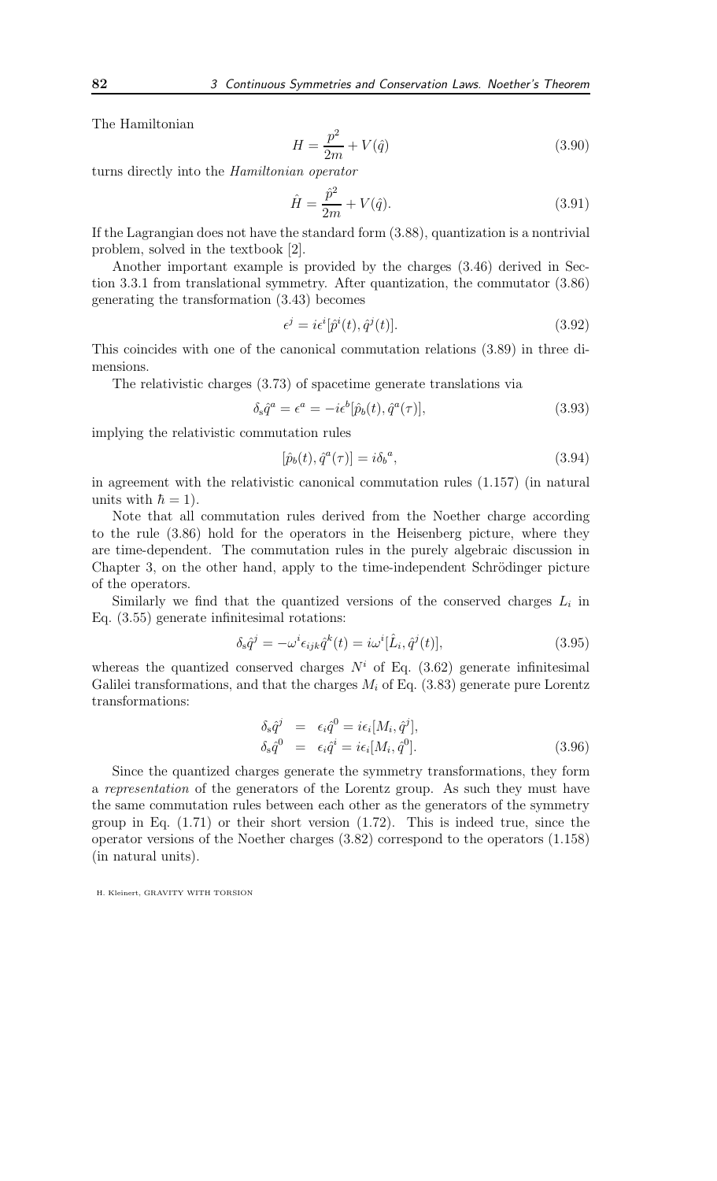The Hamiltonian

$$H = \frac{p^2}{2m} + V(\hat{q}) \tag{3.90}$$

turns directly into the *Hamiltonian operator*

$$\hat{H} = \frac{\hat{p}^2}{2m} + V(\hat{q}). \tag{3.91}$$

If the Lagrangian does not have the standard form (3.88), quantization is a nontrivial problem, solved in the textbook [2].

Another important example is provided by the charges (3.46) derived in Section 3.3.1 from translational symmetry. After quantization, the commutator (3.86) generating the transformation (3.43) becomes

$$\epsilon^j = i\epsilon^i[\hat{p}^i(t), \hat{q}^j(t)]. \tag{3.92}$$

This coincides with one of the canonical commutation relations (3.89) in three dimensions.

The relativistic charges (3.73) of spacetime generate translations via

$$\delta_s \hat{q}^a = \epsilon^a = -i\epsilon^b[\hat{p}_b(t), \hat{q}^a(\tau)], \tag{3.93}$$

implying the relativistic commutation rules

$$[\hat{p}_b(t), \hat{q}^a(\tau)] = i\delta_b{}^a, \tag{3.94}$$

in agreement with the relativistic canonical commutation rules (1.157) (in natural units with $\hbar = 1$).

Note that all commutation rules derived from the Noether charge according to the rule (3.86) hold for the operators in the Heisenberg picture, where they are time-dependent. The commutation rules in the purely algebraic discussion in Chapter 3, on the other hand, apply to the time-independent Schrödinger picture of the operators.

Similarly we find that the quantized versions of the conserved charges $L_i$ in Eq. (3.55) generate infinitesimal rotations:

$$\delta_s \hat{q}^j = -\omega^i \epsilon_{ijk} \hat{q}^k(t) = i\omega^i[\hat{L}_i, \hat{q}^j(t)], \tag{3.95}$$

whereas the quantized conserved charges $N^i$ of Eq. (3.62) generate infinitesimal Galilei transformations, and that the charges $M_i$ of Eq. (3.83) generate pure Lorentz transformations:

$$\begin{aligned}
\delta_s \hat{q}^j &= \epsilon_i \hat{q}^0 = i\epsilon_i[M_i, \hat{q}^j], \\
\delta_s \hat{q}^0 &= \epsilon_i \hat{q}^i = i\epsilon_i[M_i, \hat{q}^0].
\end{aligned} \tag{3.96}$$

Since the quantized charges generate the symmetry transformations, they form a *representation* of the generators of the Lorentz group. As such they must have the same commutation rules between each other as the generators of the symmetry group in Eq. (1.71) or their short version (1.72). This is indeed true, since the operator versions of the Noether charges (3.82) correspond to the operators (1.158) (in natural units).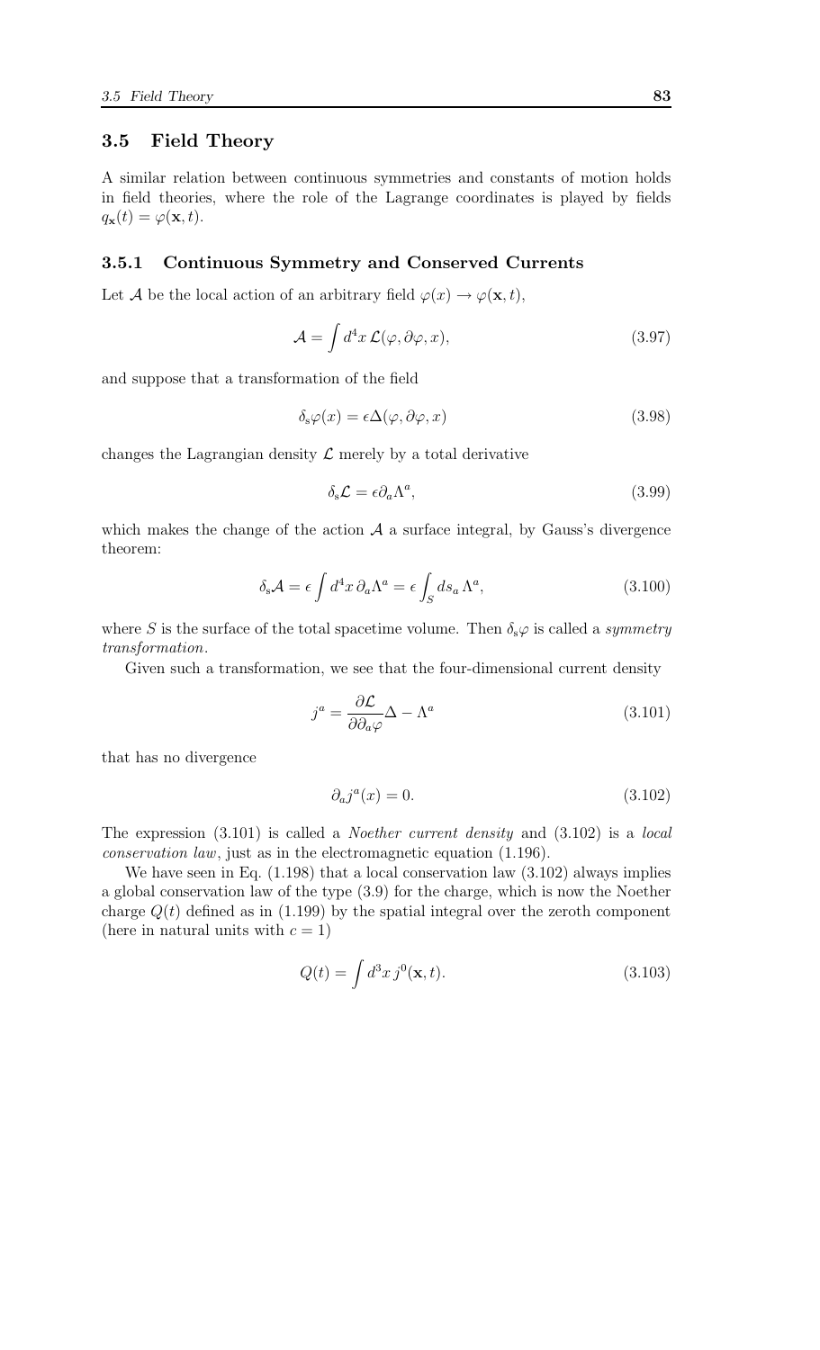## 3.5 Field Theory

A similar relation between continuous symmetries and constants of motion holds in field theories, where the role of the Lagrange coordinates is played by fields $q_{\mathbf{x}}(t) = \varphi(\mathbf{x}, t)$.

### 3.5.1 Continuous Symmetry and Conserved Currents

Let $\mathcal{A}$ be the local action of an arbitrary field $\varphi(x) \to \varphi(\mathbf{x}, t)$,

$$\mathcal{A} = \int d^4x \, \mathcal{L}(\varphi, \partial\varphi, x), \tag{3.97}$$

and suppose that a transformation of the field

$$\delta_{\rm s}\varphi(x) = \epsilon\Delta(\varphi, \partial\varphi, x) \tag{3.98}$$

changes the Lagrangian density $\mathcal{L}$ merely by a total derivative

$$\delta_{\rm s}\mathcal{L} = \epsilon\partial_a\Lambda^a, \tag{3.99}$$

which makes the change of the action $\mathcal{A}$ a surface integral, by Gauss's divergence theorem:

$$\delta_{\rm s}\mathcal{A} = \epsilon \int d^4x \, \partial_a\Lambda^a = \epsilon \int_S ds_a \, \Lambda^a, \tag{3.100}$$

where $S$ is the surface of the total spacetime volume. Then $\delta_s\varphi$ is called a *symmetry transformation*.

Given such a transformation, we see that the four-dimensional current density

$$j^a = \frac{\partial\mathcal{L}}{\partial\partial_a\varphi}\Delta - \Lambda^a \tag{3.101}$$

that has no divergence

$$\partial_a j^a(x) = 0. \tag{3.102}$$

The expression (3.101) is called a *Noether current density* and (3.102) is a *local conservation law*, just as in the electromagnetic equation (1.196).

We have seen in Eq. (1.198) that a local conservation law (3.102) always implies a global conservation law of the type (3.9) for the charge, which is now the Noether charge $Q(t)$ defined as in (1.199) by the spatial integral over the zeroth component (here in natural units with $c = 1$)

$$Q(t) = \int d^3x \, j^0(\mathbf{x}, t). \tag{3.103}$$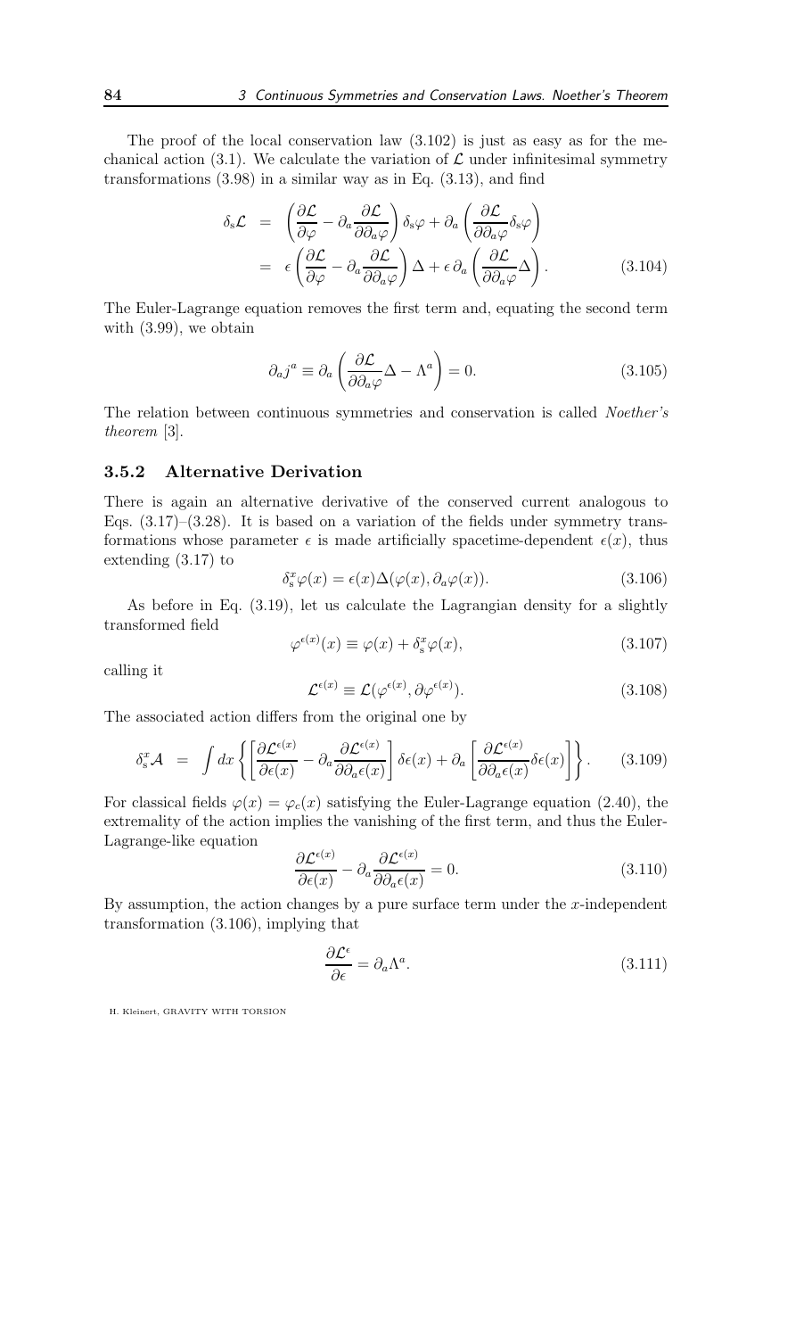The proof of the local conservation law (3.102) is just as easy as for the mechanical action (3.1). We calculate the variation of $\mathcal{L}$ under infinitesimal symmetry transformations (3.98) in a similar way as in Eq. (3.13), and find

$$
\begin{aligned}
\delta_{\rm s}\mathcal{L} &= \left(\frac{\partial\mathcal{L}}{\partial\varphi} - \partial_a\frac{\partial\mathcal{L}}{\partial\partial_a\varphi}\right)\delta_{\rm s}\varphi + \partial_a\left(\frac{\partial\mathcal{L}}{\partial\partial_a\varphi}\delta_{\rm s}\varphi\right) \\
&= \epsilon\left(\frac{\partial\mathcal{L}}{\partial\varphi} - \partial_a\frac{\partial\mathcal{L}}{\partial\partial_a\varphi}\right)\Delta + \epsilon\,\partial_a\left(\frac{\partial\mathcal{L}}{\partial\partial_a\varphi}\Delta\right).
\end{aligned}
\tag{3.104}
$$

The Euler-Lagrange equation removes the first term and, equating the second term with (3.99), we obtain

$$
\partial_a j^a \equiv \partial_a\left(\frac{\partial\mathcal{L}}{\partial\partial_a\varphi}\Delta - \Lambda^a\right) = 0.
\tag{3.105}
$$

The relation between continuous symmetries and conservation is called *Noether's theorem* [3].

### 3.5.2 Alternative Derivation

There is again an alternative derivative of the conserved current analogous to Eqs. (3.17)–(3.28). It is based on a variation of the fields under symmetry transformations whose parameter $\epsilon$ is made artificially spacetime-dependent $\epsilon(x)$, thus extending (3.17) to

$$
\delta_{\rm s}^x\varphi(x) = \epsilon(x)\Delta(\varphi(x), \partial_a\varphi(x)).
\tag{3.106}
$$

As before in Eq. (3.19), let us calculate the Lagrangian density for a slightly transformed field

$$
\varphi^{\epsilon(x)}(x) \equiv \varphi(x) + \delta_{\rm s}^x\varphi(x),
\tag{3.107}
$$

calling it

$$
\mathcal{L}^{\epsilon(x)} \equiv \mathcal{L}(\varphi^{\epsilon(x)}, \partial\varphi^{\epsilon(x)}).
\tag{3.108}
$$

The associated action differs from the original one by

$$
\delta_{\rm s}^x\mathcal{A} \;=\; \int dx\left\{\left[\frac{\partial\mathcal{L}^{\epsilon(x)}}{\partial\epsilon(x)} - \partial_a\frac{\partial\mathcal{L}^{\epsilon(x)}}{\partial\partial_a\epsilon(x)}\right]\delta\epsilon(x) + \partial_a\left[\frac{\partial\mathcal{L}^{\epsilon(x)}}{\partial\partial_a\epsilon(x)}\delta\epsilon(x)\right]\right\}.
\tag{3.109}
$$

For classical fields $\varphi(x) = \varphi_c(x)$ satisfying the Euler-Lagrange equation (2.40), the extremality of the action implies the vanishing of the first term, and thus the Euler-Lagrange-like equation

$$
\frac{\partial\mathcal{L}^{\epsilon(x)}}{\partial\epsilon(x)} - \partial_a\frac{\partial\mathcal{L}^{\epsilon(x)}}{\partial\partial_a\epsilon(x)} = 0.
\tag{3.110}
$$

By assumption, the action changes by a pure surface term under the $x$-independent transformation (3.106), implying that

$$
\frac{\partial\mathcal{L}^{\epsilon}}{\partial\epsilon} = \partial_a\Lambda^a.
\tag{3.111}
$$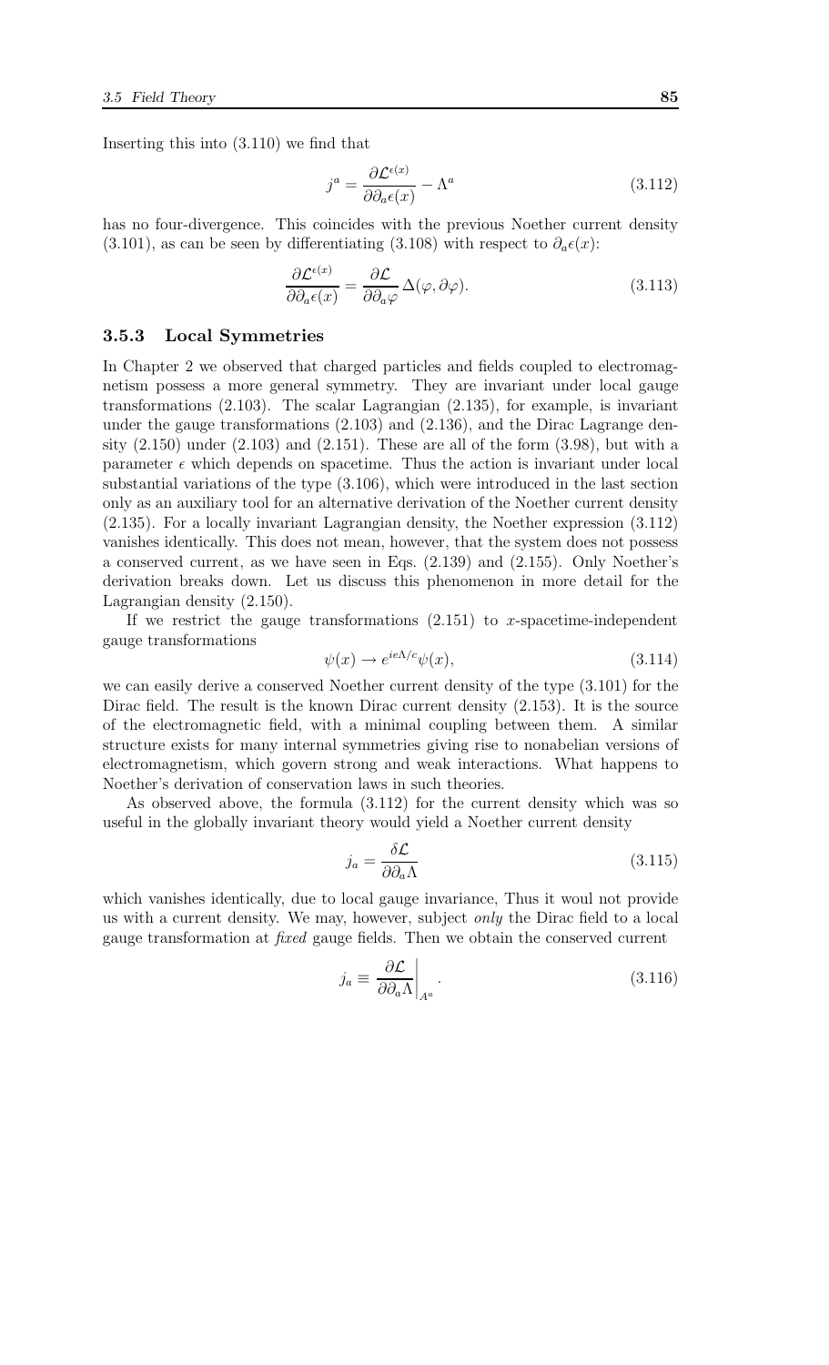Inserting this into (3.110) we find that

$$j^a = \frac{\partial \mathcal{L}^{\epsilon(x)}}{\partial \partial_a \epsilon(x)} - \Lambda^a \tag{3.112}$$

has no four-divergence. This coincides with the previous Noether current density (3.101), as can be seen by differentiating (3.108) with respect to $\partial_a \epsilon(x)$:

$$\frac{\partial \mathcal{L}^{\epsilon(x)}}{\partial \partial_a \epsilon(x)} = \frac{\partial \mathcal{L}}{\partial \partial_a \varphi} \Delta(\varphi, \partial\varphi). \tag{3.113}$$

### 3.5.3 Local Symmetries

In Chapter 2 we observed that charged particles and fields coupled to electromagnetism possess a more general symmetry. They are invariant under local gauge transformations (2.103). The scalar Lagrangian (2.135), for example, is invariant under the gauge transformations (2.103) and (2.136), and the Dirac Lagrange density (2.150) under (2.103) and (2.151). These are all of the form (3.98), but with a parameter $\epsilon$ which depends on spacetime. Thus the action is invariant under local substantial variations of the type (3.106), which were introduced in the last section only as an auxiliary tool for an alternative derivation of the Noether current density (2.135). For a locally invariant Lagrangian density, the Noether expression (3.112) vanishes identically. This does not mean, however, that the system does not possess a conserved current, as we have seen in Eqs. (2.139) and (2.155). Only Noether's derivation breaks down. Let us discuss this phenomenon in more detail for the Lagrangian density (2.150).

If we restrict the gauge transformations (2.151) to $x$-spacetime-independent gauge transformations

$$\psi(x) \to e^{ie\Lambda/c}\psi(x), \tag{3.114}$$

we can easily derive a conserved Noether current density of the type (3.101) for the Dirac field. The result is the known Dirac current density (2.153). It is the source of the electromagnetic field, with a minimal coupling between them. A similar structure exists for many internal symmetries giving rise to nonabelian versions of electromagnetism, which govern strong and weak interactions. What happens to Noether's derivation of conservation laws in such theories.

As observed above, the formula (3.112) for the current density which was so useful in the globally invariant theory would yield a Noether current density

$$j_a = \frac{\delta \mathcal{L}}{\partial \partial_a \Lambda} \tag{3.115}$$

which vanishes identically, due to local gauge invariance, Thus it woul not provide us with a current density. We may, however, subject *only* the Dirac field to a local gauge transformation at *fixed* gauge fields. Then we obtain the conserved current

$$j_a \equiv \left. \frac{\partial \mathcal{L}}{\partial \partial_a \Lambda} \right|_{A^a}. \tag{3.116}$$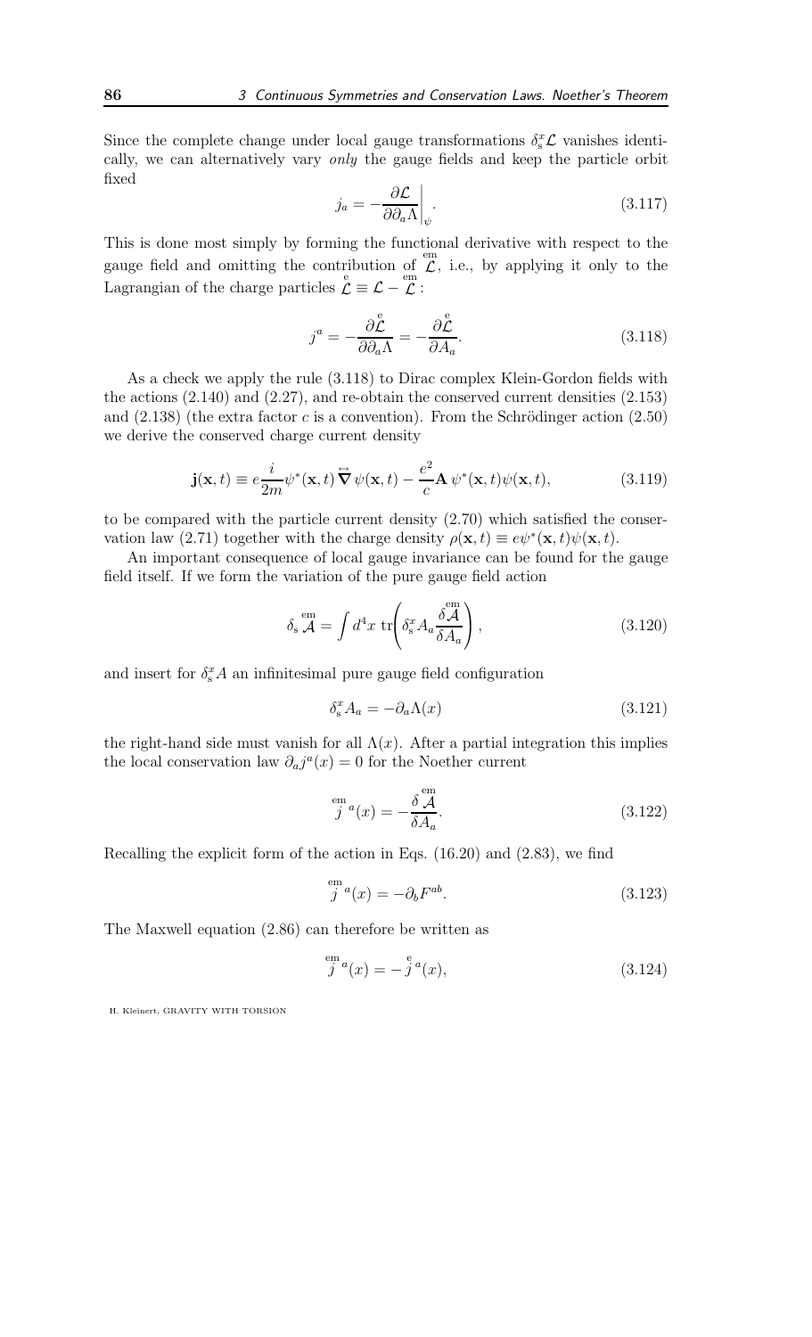Since the complete change under local gauge transformations $\delta_s^x \mathcal{L}$ vanishes identically, we can alternatively vary *only* the gauge fields and keep the particle orbit fixed

$$j_a = -\left.\frac{\partial \mathcal{L}}{\partial \partial_a \Lambda}\right|_{\psi}. \tag{3.117}$$

This is done most simply by forming the functional derivative with respect to the gauge field and omitting the contribution of $\overset{\text{em}}{\mathcal{L}}$, i.e., by applying it only to the Lagrangian of the charge particles $\overset{\text{e}}{\mathcal{L}} \equiv \mathcal{L} - \overset{\text{em}}{\mathcal{L}}$:

$$j^a = -\frac{\partial \overset{\text{e}}{\mathcal{L}}}{\partial \partial_a \Lambda} = -\frac{\partial \overset{\text{e}}{\mathcal{L}}}{\partial A_a}. \tag{3.118}$$

As a check we apply the rule (3.118) to Dirac complex Klein-Gordon fields with the actions (2.140) and (2.27), and re-obtain the conserved current densities (2.153) and (2.138) (the extra factor $c$ is a convention). From the Schrödinger action (2.50) we derive the conserved charge current density

$$\mathbf{j}(\mathbf{x}, t) \equiv e\frac{i}{2m}\psi^*(\mathbf{x}, t)\overset{\leftrightarrow}{\boldsymbol{\nabla}}\psi(\mathbf{x}, t) - \frac{e^2}{c}\mathbf{A}\,\psi^*(\mathbf{x}, t)\psi(\mathbf{x}, t), \tag{3.119}$$

to be compared with the particle current density (2.70) which satisfied the conservation law (2.71) together with the charge density $\rho(\mathbf{x}, t) \equiv e\psi^*(\mathbf{x}, t)\psi(\mathbf{x}, t)$.

An important consequence of local gauge invariance can be found for the gauge field itself. If we form the variation of the pure gauge field action

$$\delta_s \overset{\text{em}}{\mathcal{A}} = \int d^4x \, \text{tr}\left(\delta_s^x A_a \frac{\delta \overset{\text{em}}{\mathcal{A}}}{\delta A_a}\right), \tag{3.120}$$

and insert for $\delta_s^x A$ an infinitesimal pure gauge field configuration

$$\delta_s^x A_a = -\partial_a \Lambda(x) \tag{3.121}$$

the right-hand side must vanish for all $\Lambda(x)$. After a partial integration this implies the local conservation law $\partial_a j^a(x) = 0$ for the Noether current

$$\overset{\text{em}}{j}{}^a(x) = -\frac{\delta \overset{\text{em}}{\mathcal{A}}}{\delta A_a}. \tag{3.122}$$

Recalling the explicit form of the action in Eqs. (16.20) and (2.83), we find

$$\overset{\text{em}}{j}{}^a(x) = -\partial_b F^{ab}. \tag{3.123}$$

The Maxwell equation (2.86) can therefore be written as

$$\overset{\text{em}}{j}{}^a(x) = -\overset{\text{e}}{j}{}^a(x), \tag{3.124}$$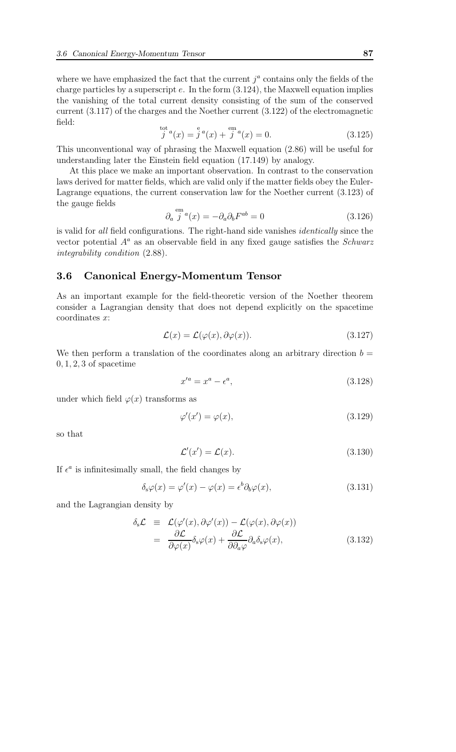where we have emphasized the fact that the current $j^a$ contains only the fields of the charge particles by a superscript $e$. In the form (3.124), the Maxwell equation implies the vanishing of the total current density consisting of the sum of the conserved current (3.117) of the charges and the Noether current (3.122) of the electromagnetic field:

$$\overset{\text{tot}}{j}{}^a(x) = \overset{\text{e}}{j}{}^a(x) + \overset{\text{em}}{j}{}^a(x) = 0. \tag{3.125}$$

This unconventional way of phrasing the Maxwell equation (2.86) will be useful for understanding later the Einstein field equation (17.149) by analogy.

At this place we make an important observation. In contrast to the conservation laws derived for matter fields, which are valid only if the matter fields obey the Euler-Lagrange equations, the current conservation law for the Noether current (3.123) of the gauge fields

$$\partial_a \overset{\text{em}}{j}{}^a(x) = -\partial_a \partial_b F^{ab} = 0 \tag{3.126}$$

is valid for *all* field configurations. The right-hand side vanishes *identically* since the vector potential $A^a$ as an observable field in any fixed gauge satisfies the *Schwarz integrability condition* (2.88).

## 3.6 Canonical Energy-Momentum Tensor

As an important example for the field-theoretic version of the Noether theorem consider a Lagrangian density that does not depend explicitly on the spacetime coordinates $x$:

$$\mathcal{L}(x) = \mathcal{L}(\varphi(x), \partial\varphi(x)). \tag{3.127}$$

We then perform a translation of the coordinates along an arbitrary direction $b = 0, 1, 2, 3$ of spacetime

$$x'^a = x^a - \epsilon^a, \tag{3.128}$$

under which field $\varphi(x)$ transforms as

$$\varphi'(x') = \varphi(x), \tag{3.129}$$

so that

$$\mathcal{L}'(x') = \mathcal{L}(x). \tag{3.130}$$

If $\epsilon^a$ is infinitesimally small, the field changes by

$$\delta_s\varphi(x) = \varphi'(x) - \varphi(x) = \epsilon^b \partial_b \varphi(x), \tag{3.131}$$

and the Lagrangian density by

$$\begin{aligned}
\delta_s\mathcal{L} &\equiv \mathcal{L}(\varphi'(x), \partial\varphi'(x)) - \mathcal{L}(\varphi(x), \partial\varphi(x)) \\
&= \frac{\partial \mathcal{L}}{\partial \varphi(x)} \delta_s \varphi(x) + \frac{\partial \mathcal{L}}{\partial \partial_a \varphi} \partial_a \delta_s \varphi(x),
\end{aligned} \tag{3.132}$$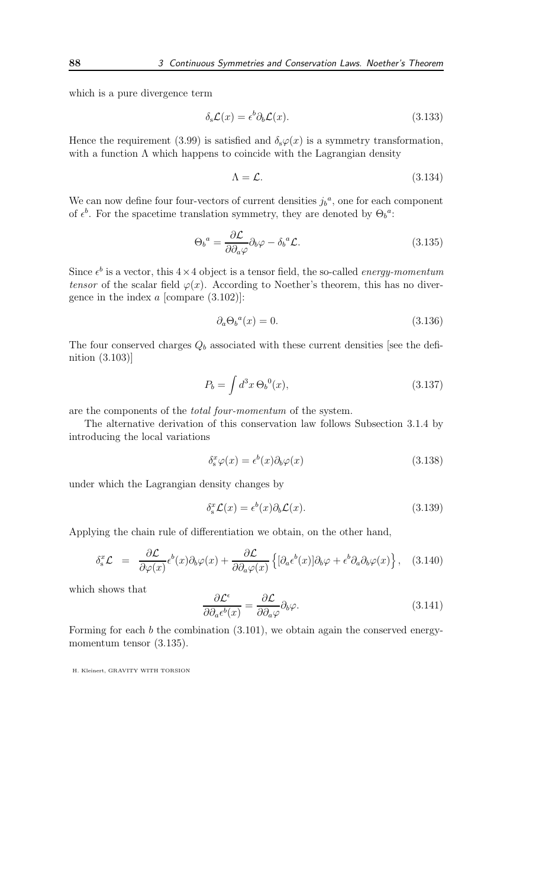which is a pure divergence term

$$\delta_s \mathcal{L}(x) = \epsilon^b \partial_b \mathcal{L}(x). \tag{3.133}$$

Hence the requirement (3.99) is satisfied and $\delta_s \varphi(x)$ is a symmetry transformation, with a function $\Lambda$ which happens to coincide with the Lagrangian density

$$\Lambda = \mathcal{L}. \tag{3.134}$$

We can now define four four-vectors of current densities ${j_b}^a$, one for each component of $\epsilon^b$. For the spacetime translation symmetry, they are denoted by ${\Theta_b}^a$:

$${\Theta_b}^a = \frac{\partial \mathcal{L}}{\partial \partial_a \varphi} \partial_b \varphi - {\delta_b}^a \mathcal{L}. \tag{3.135}$$

Since $\epsilon^b$ is a vector, this $4 \times 4$ object is a tensor field, the so-called *energy-momentum tensor* of the scalar field $\varphi(x)$. According to Noether's theorem, this has no divergence in the index $a$ [compare (3.102)]:

$$\partial_a {\Theta_b}^a(x) = 0. \tag{3.136}$$

The four conserved charges $Q_b$ associated with these current densities [see the definition (3.103)]

$$P_b = \int d^3x \, {\Theta_b}^0(x), \tag{3.137}$$

are the components of the *total four-momentum* of the system.

The alternative derivation of this conservation law follows Subsection 3.1.4 by introducing the local variations

$$\delta_s^x \varphi(x) = \epsilon^b(x) \partial_b \varphi(x) \tag{3.138}$$

under which the Lagrangian density changes by

$$\delta_s^x \mathcal{L}(x) = \epsilon^b(x) \partial_b \mathcal{L}(x). \tag{3.139}$$

Applying the chain rule of differentiation we obtain, on the other hand,

$$\delta_s^x \mathcal{L} \;=\; \frac{\partial \mathcal{L}}{\partial \varphi(x)} \epsilon^b(x) \partial_b \varphi(x) + \frac{\partial \mathcal{L}}{\partial \partial_a \varphi(x)} \left\{ [\partial_a \epsilon^b(x)] \partial_b \varphi + \epsilon^b \partial_a \partial_b \varphi(x) \right\}, \tag{3.140}$$

which shows that

$$\frac{\partial \mathcal{L}^\epsilon}{\partial \partial_a \epsilon^b(x)} = \frac{\partial \mathcal{L}}{\partial \partial_a \varphi} \partial_b \varphi. \tag{3.141}$$

Forming for each $b$ the combination (3.101), we obtain again the conserved energy-momentum tensor (3.135).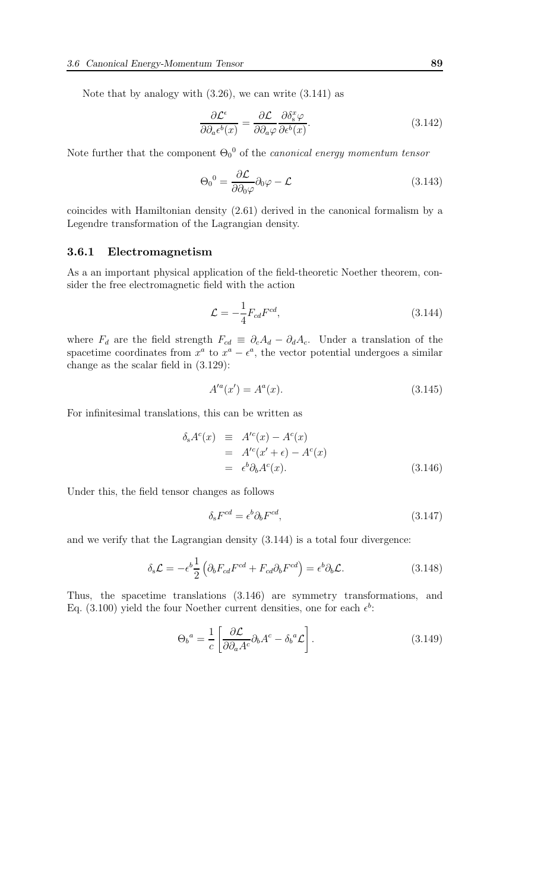Note that by analogy with (3.26), we can write (3.141) as

$$\frac{\partial \mathcal{L}^\epsilon}{\partial \partial_a \epsilon^b(x)} = \frac{\partial \mathcal{L}}{\partial \partial_a \varphi} \frac{\partial \delta_s^x \varphi}{\partial \epsilon^b(x)}. \tag{3.142}$$

Note further that the component ${\Theta_0}^0$ of the *canonical energy momentum tensor*

$${\Theta_0}^0 = \frac{\partial \mathcal{L}}{\partial \partial_0 \varphi} \partial_0 \varphi - \mathcal{L} \tag{3.143}$$

coincides with Hamiltonian density (2.61) derived in the canonical formalism by a Legendre transformation of the Lagrangian density.

### 3.6.1 Electromagnetism

As a an important physical application of the field-theoretic Noether theorem, consider the free electromagnetic field with the action

$$\mathcal{L} = -\frac{1}{4} F_{cd} F^{cd}, \tag{3.144}$$

where $F_d$ are the field strength $F_{cd} \equiv \partial_c A_d - \partial_d A_c$. Under a translation of the spacetime coordinates from $x^a$ to $x^a - \epsilon^a$, the vector potential undergoes a similar change as the scalar field in (3.129):

$$A'^a(x') = A^a(x). \tag{3.145}$$

For infinitesimal translations, this can be written as

$$\begin{aligned} \delta_s A^c(x) &\equiv A'^c(x) - A^c(x) \\ &= A'^c(x' + \epsilon) - A^c(x) \\ &= \epsilon^b \partial_b A^c(x). \end{aligned} \tag{3.146}$$

Under this, the field tensor changes as follows

$$\delta_s F^{cd} = \epsilon^b \partial_b F^{cd}, \tag{3.147}$$

and we verify that the Lagrangian density (3.144) is a total four divergence:

$$\delta_s \mathcal{L} = -\epsilon^b \frac{1}{2} \left( \partial_b F_{cd} F^{cd} + F_{cd} \partial_b F^{cd} \right) = \epsilon^b \partial_b \mathcal{L}. \tag{3.148}$$

Thus, the spacetime translations (3.146) are symmetry transformations, and Eq. (3.100) yield the four Noether current densities, one for each $\epsilon^b$:

$${\Theta_b}^a = \frac{1}{c} \left[ \frac{\partial \mathcal{L}}{\partial \partial_a A^c} \partial_b A^c - {\delta_b}^a \mathcal{L} \right]. \tag{3.149}$$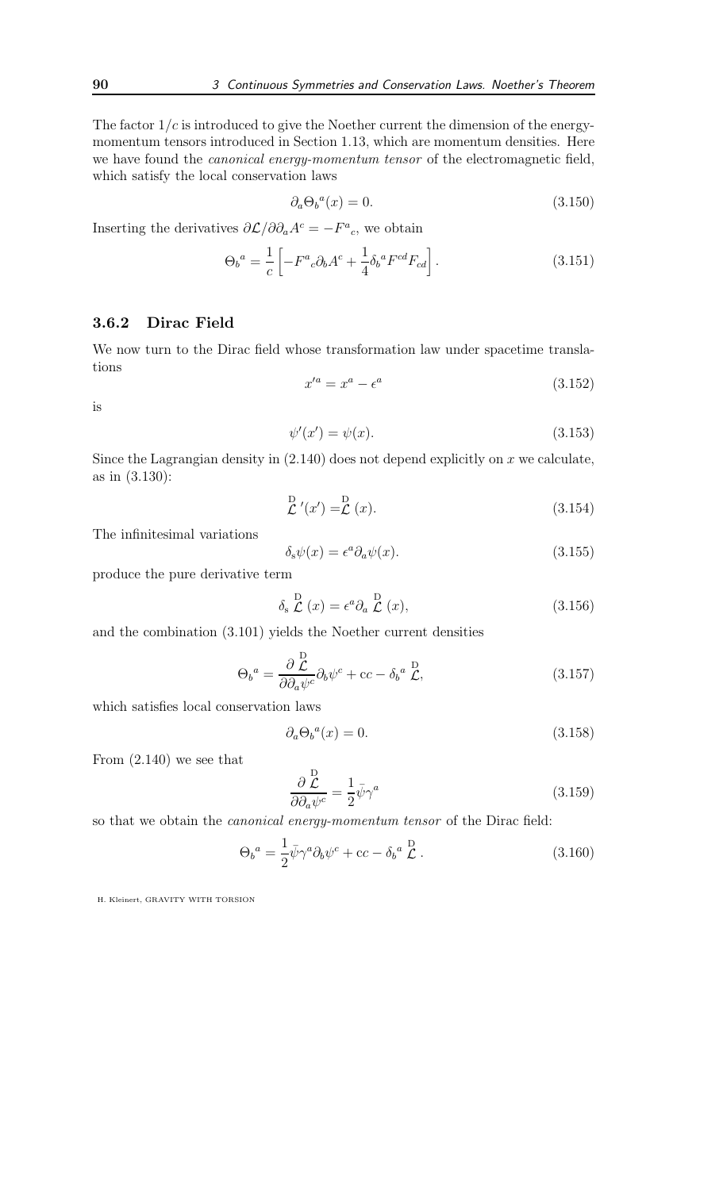The factor $1/c$ is introduced to give the Noether current the dimension of the energy-momentum tensors introduced in Section 1.13, which are momentum densities. Here we have found the *canonical energy-momentum tensor* of the electromagnetic field, which satisfy the local conservation laws

$$\partial_a \Theta_b{}^a(x) = 0. \tag{3.150}$$

Inserting the derivatives $\partial \mathcal{L}/\partial \partial_a A^c = -F^a{}_c$, we obtain

$$\Theta_b{}^a = \frac{1}{c}\left[-F^a{}_c \partial_b A^c + \frac{1}{4}\delta_b{}^a F^{cd} F_{cd}\right]. \tag{3.151}$$

### 3.6.2 Dirac Field

We now turn to the Dirac field whose transformation law under spacetime translations

$$x'^a = x^a - \epsilon^a \tag{3.152}$$

is

$$\psi'(x') = \psi(x). \tag{3.153}$$

Since the Lagrangian density in (2.140) does not depend explicitly on $x$ we calculate, as in (3.130):

$$\overset{\mathrm{D}}{\mathcal{L}}{}'(x') = \overset{\mathrm{D}}{\mathcal{L}}(x). \tag{3.154}$$

The infinitesimal variations

$$\delta_{\mathrm{s}} \psi(x) = \epsilon^a \partial_a \psi(x). \tag{3.155}$$

produce the pure derivative term

$$\delta_{\mathrm{s}} \overset{\mathrm{D}}{\mathcal{L}}(x) = \epsilon^a \partial_a \overset{\mathrm{D}}{\mathcal{L}}(x), \tag{3.156}$$

and the combination (3.101) yields the Noether current densities

$$\Theta_b{}^a = \frac{\partial \overset{\mathrm{D}}{\mathcal{L}}}{\partial \partial_a \psi^c} \partial_b \psi^c + \mathrm{cc} - \delta_b{}^a \overset{\mathrm{D}}{\mathcal{L}}, \tag{3.157}$$

which satisfies local conservation laws

$$\partial_a \Theta_b{}^a(x) = 0. \tag{3.158}$$

From (2.140) we see that

$$\frac{\partial \overset{\mathrm{D}}{\mathcal{L}}}{\partial \partial_a \psi^c} = \frac{1}{2}\bar{\psi}\gamma^a \tag{3.159}$$

so that we obtain the *canonical energy-momentum tensor* of the Dirac field:

$$\Theta_b{}^a = \frac{1}{2}\bar{\psi}\gamma^a \partial_b \psi^c + \mathrm{cc} - \delta_b{}^a \overset{\mathrm{D}}{\mathcal{L}}. \tag{3.160}$$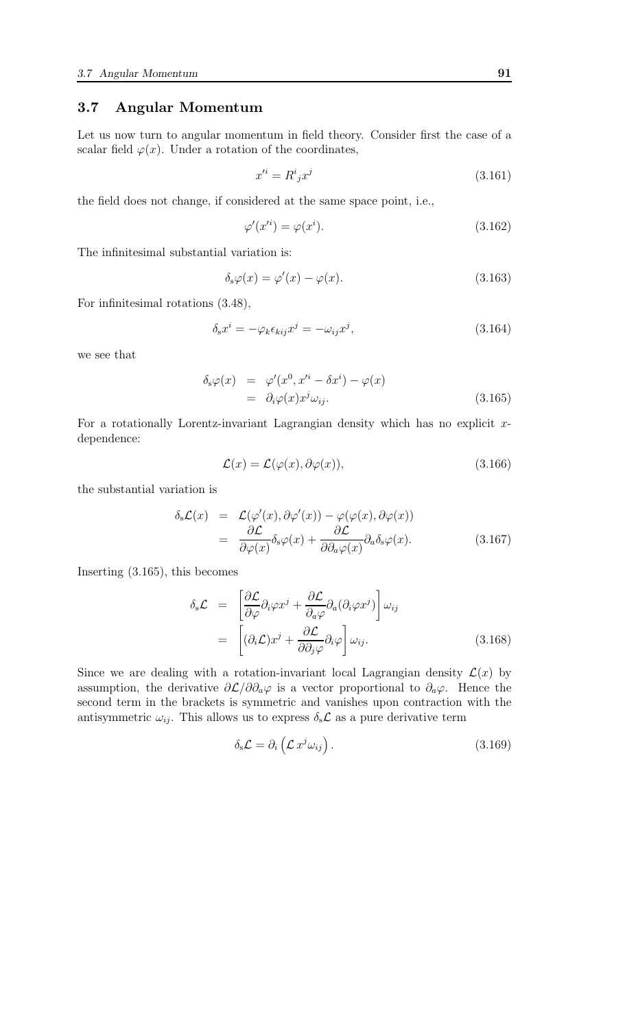## 3.7 Angular Momentum

Let us now turn to angular momentum in field theory. Consider first the case of a scalar field $\varphi(x)$. Under a rotation of the coordinates,

$$x'^i = R^i{}_j x^j \tag{3.161}$$

the field does not change, if considered at the same space point, i.e.,

$$\varphi'(x'^i) = \varphi(x^i). \tag{3.162}$$

The infinitesimal substantial variation is:

$$\delta_s \varphi(x) = \varphi'(x) - \varphi(x). \tag{3.163}$$

For infinitesimal rotations (3.48),

$$\delta_s x^i = -\varphi_k \epsilon_{kij} x^j = -\omega_{ij} x^j, \tag{3.164}$$

we see that

$$\begin{aligned}
\delta_s \varphi(x) &= \varphi'(x^0, x'^i - \delta x^i) - \varphi(x) \\
&= \partial_i \varphi(x) x^j \omega_{ij}.
\end{aligned} \tag{3.165}$$

For a rotationally Lorentz-invariant Lagrangian density which has no explicit $x$-dependence:

$$\mathcal{L}(x) = \mathcal{L}(\varphi(x), \partial\varphi(x)), \tag{3.166}$$

the substantial variation is

$$\begin{aligned}
\delta_s \mathcal{L}(x) &= \mathcal{L}(\varphi'(x), \partial\varphi'(x)) - \varphi(\varphi(x), \partial\varphi(x)) \\
&= \frac{\partial \mathcal{L}}{\partial \varphi(x)} \delta_s \varphi(x) + \frac{\partial \mathcal{L}}{\partial \partial_a \varphi(x)} \partial_a \delta_s \varphi(x).
\end{aligned} \tag{3.167}$$

Inserting (3.165), this becomes

$$\begin{aligned}
\delta_s \mathcal{L} &= \left[ \frac{\partial \mathcal{L}}{\partial \varphi} \partial_i \varphi x^j + \frac{\partial \mathcal{L}}{\partial_a \varphi} \partial_a (\partial_i \varphi x^j) \right] \omega_{ij} \\
&= \left[ (\partial_i \mathcal{L}) x^j + \frac{\partial \mathcal{L}}{\partial \partial_j \varphi} \partial_i \varphi \right] \omega_{ij}.
\end{aligned} \tag{3.168}$$

Since we are dealing with a rotation-invariant local Lagrangian density $\mathcal{L}(x)$ by assumption, the derivative $\partial \mathcal{L}/\partial \partial_a \varphi$ is a vector proportional to $\partial_a \varphi$. Hence the second term in the brackets is symmetric and vanishes upon contraction with the antisymmetric $\omega_{ij}$. This allows us to express $\delta_s \mathcal{L}$ as a pure derivative term

$$\delta_s \mathcal{L} = \partial_i \left( \mathcal{L}\, x^j \omega_{ij} \right). \tag{3.169}$$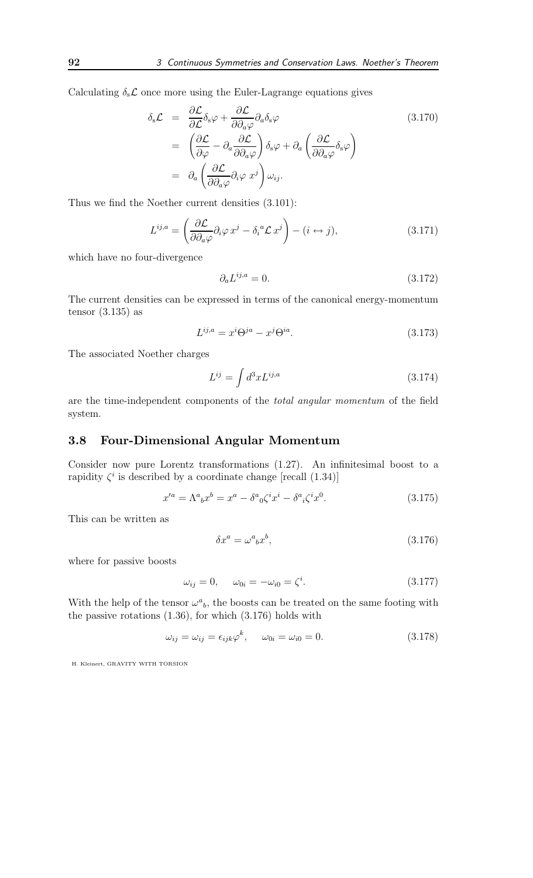Calculating $\delta_s\mathcal{L}$ once more using the Euler-Lagrange equations gives

$$
\begin{aligned}
\delta_s\mathcal{L} &= \frac{\partial\mathcal{L}}{\partial\mathcal{L}}\delta_s\varphi + \frac{\partial\mathcal{L}}{\partial\partial_a\varphi}\partial_a\delta_s\varphi \\
&= \left(\frac{\partial\mathcal{L}}{\partial\varphi} - \partial_a\frac{\partial\mathcal{L}}{\partial\partial_a\varphi}\right)\delta_s\varphi + \partial_a\left(\frac{\partial\mathcal{L}}{\partial\partial_a\varphi}\delta_s\varphi\right) \\
&= \partial_a\left(\frac{\partial\mathcal{L}}{\partial\partial_a\varphi}\partial_i\varphi\, x^j\right)\omega_{ij}.
\end{aligned}
\tag{3.170}
$$

Thus we find the Noether current densities (3.101):

$$
L^{ij,a} = \left(\frac{\partial\mathcal{L}}{\partial\partial_a\varphi}\partial_i\varphi\, x^j - \delta_i{}^a\mathcal{L}\, x^j\right) - (i\leftrightarrow j), \tag{3.171}
$$

which have no four-divergence

$$
\partial_a L^{ij,a} = 0. \tag{3.172}
$$

The current densities can be expressed in terms of the canonical energy-momentum tensor (3.135) as

$$
L^{ij,a} = x^i\Theta^{ja} - x^j\Theta^{ia}. \tag{3.173}
$$

The associated Noether charges

$$
L^{ij} = \int d^3x L^{ij,a} \tag{3.174}
$$

are the time-independent components of the *total angular momentum* of the field system.

## 3.8 Four-Dimensional Angular Momentum

Consider now pure Lorentz transformations (1.27). An infinitesimal boost to a rapidity $\zeta^i$ is described by a coordinate change [recall (1.34)]

$$
x'^a = \Lambda^a{}_b x^b = x^a - \delta^a{}_0\zeta^i x^i - \delta^a{}_i\zeta^i x^0. \tag{3.175}
$$

This can be written as

$$
\delta x^a = \omega^a{}_b x^b, \tag{3.176}
$$

where for passive boosts

$$
\omega_{ij} = 0, \quad \omega_{0i} = -\omega_{i0} = \zeta^i. \tag{3.177}
$$

With the help of the tensor $\omega^a{}_b$, the boosts can be treated on the same footing with the passive rotations (1.36), for which (3.176) holds with

$$
\omega_{ij} = \omega_{ij} = \epsilon_{ijk}\varphi^k, \quad \omega_{0i} = \omega_{i0} = 0. \tag{3.178}
$$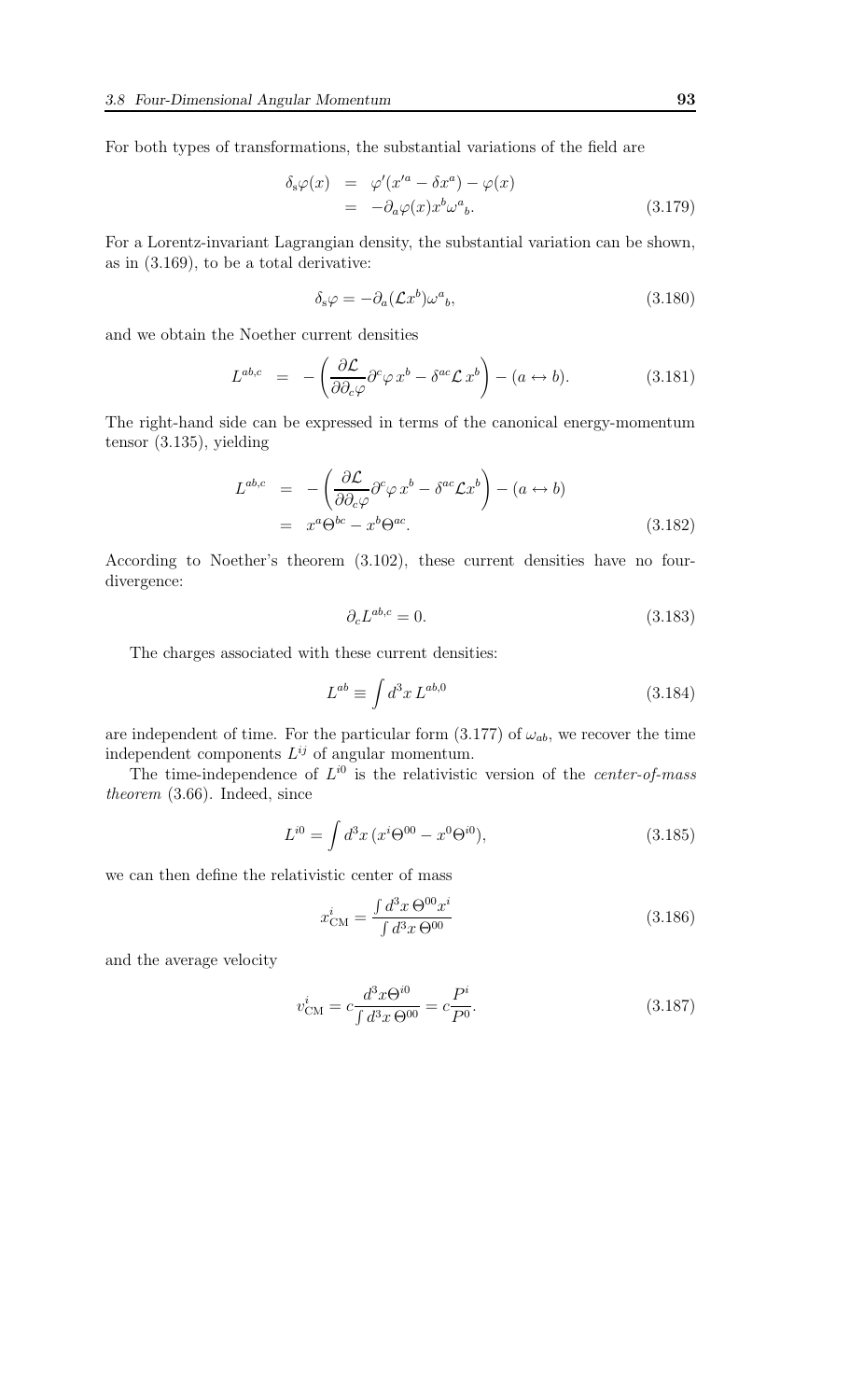For both types of transformations, the substantial variations of the field are

$$
\begin{aligned}
\delta_{\rm s}\varphi(x) &= \varphi'(x'^a - \delta x^a) - \varphi(x) \\
&= -\partial_a \varphi(x) x^b \omega^a{}_b. 
\end{aligned}
\tag{3.179}
$$

For a Lorentz-invariant Lagrangian density, the substantial variation can be shown, as in (3.169), to be a total derivative:

$$
\delta_{\rm s}\varphi = -\partial_a(\mathcal{L}x^b)\omega^a{}_b, \tag{3.180}
$$

and we obtain the Noether current densities

$$
L^{ab,c} = -\left(\frac{\partial \mathcal{L}}{\partial \partial_c \varphi}\partial^c \varphi\, x^b - \delta^{ac}\mathcal{L}\, x^b\right) - (a \leftrightarrow b). \tag{3.181}
$$

The right-hand side can be expressed in terms of the canonical energy-momentum tensor (3.135), yielding

$$
\begin{aligned}
L^{ab,c} &= -\left(\frac{\partial \mathcal{L}}{\partial \partial_c \varphi}\partial^c \varphi\, x^b - \delta^{ac}\mathcal{L} x^b\right) - (a \leftrightarrow b) \\
&= x^a \Theta^{bc} - x^b \Theta^{ac}.
\end{aligned}
\tag{3.182}
$$

According to Noether's theorem (3.102), these current densities have no four-divergence:

$$
\partial_c L^{ab,c} = 0. \tag{3.183}
$$

The charges associated with these current densities:

$$
L^{ab} \equiv \int d^3x\, L^{ab,0} \tag{3.184}
$$

are independent of time. For the particular form (3.177) of $\omega_{ab}$, we recover the time independent components $L^{ij}$ of angular momentum.

The time-independence of $L^{i0}$ is the relativistic version of the *center-of-mass theorem* (3.66). Indeed, since

$$
L^{i0} = \int d^3x\, (x^i \Theta^{00} - x^0 \Theta^{i0}), \tag{3.185}
$$

we can then define the relativistic center of mass

$$
x^i_{\rm CM} = \frac{\int d^3x\, \Theta^{00} x^i}{\int d^3x\, \Theta^{00}} \tag{3.186}
$$

and the average velocity

$$
v^i_{\rm CM} = c\frac{d^3x \Theta^{i0}}{\int d^3x\, \Theta^{00}} = c\frac{P^i}{P^0}. \tag{3.187}
$$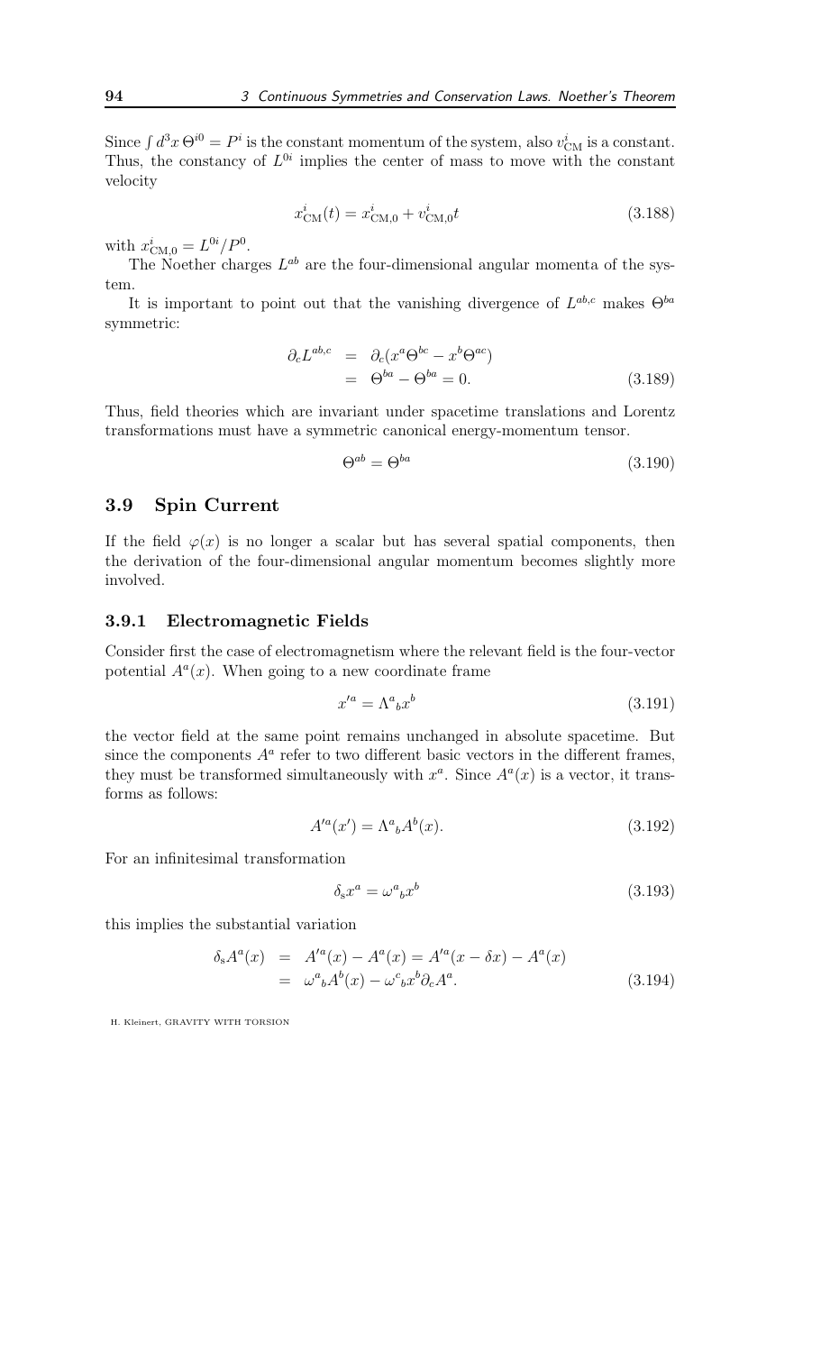Since $\int d^3x\, \Theta^{i0} = P^i$ is the constant momentum of the system, also $v^i_{\rm CM}$ is a constant. Thus, the constancy of $L^{0i}$ implies the center of mass to move with the constant velocity

$$x^i_{\rm CM}(t) = x^i_{\rm CM,0} + v^i_{\rm CM,0} t \tag{3.188}$$

with $x^i_{\rm CM,0} = L^{0i}/P^0$.

The Noether charges $L^{ab}$ are the four-dimensional angular momenta of the system.

It is important to point out that the vanishing divergence of $L^{ab,c}$ makes $\Theta^{ba}$ symmetric:

$$\begin{aligned} \partial_c L^{ab,c} &= \partial_c (x^a \Theta^{bc} - x^b \Theta^{ac}) \\ &= \Theta^{ba} - \Theta^{ba} = 0. \end{aligned} \tag{3.189}$$

Thus, field theories which are invariant under spacetime translations and Lorentz transformations must have a symmetric canonical energy-momentum tensor.

$$\Theta^{ab} = \Theta^{ba} \tag{3.190}$$

## 3.9 Spin Current

If the field $\varphi(x)$ is no longer a scalar but has several spatial components, then the derivation of the four-dimensional angular momentum becomes slightly more involved.

### 3.9.1 Electromagnetic Fields

Consider first the case of electromagnetism where the relevant field is the four-vector potential $A^a(x)$. When going to a new coordinate frame

$$x'^a = \Lambda^a{}_b x^b \tag{3.191}$$

the vector field at the same point remains unchanged in absolute spacetime. But since the components $A^a$ refer to two different basic vectors in the different frames, they must be transformed simultaneously with $x^a$. Since $A^a(x)$ is a vector, it transforms as follows:

$$A'^a(x') = \Lambda^a{}_b A^b(x). \tag{3.192}$$

For an infinitesimal transformation

$$\delta_{\rm s} x^a = \omega^a{}_b x^b \tag{3.193}$$

this implies the substantial variation

$$\begin{aligned} \delta_{\rm s} A^a(x) &= A'^a(x) - A^a(x) = A'^a(x - \delta x) - A^a(x) \\ &= \omega^a{}_b A^b(x) - \omega^c{}_b x^b \partial_c A^a. \end{aligned} \tag{3.194}$$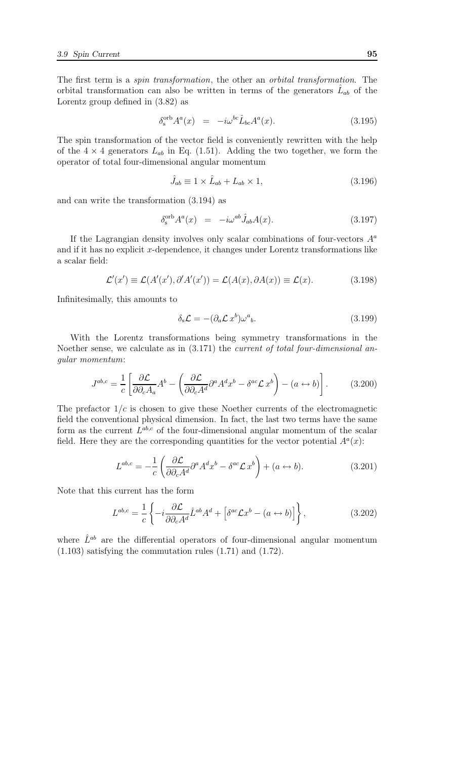The first term is a *spin transformation*, the other an *orbital transformation*. The orbital transformation can also be written in terms of the generators $\hat{L}_{ab}$ of the Lorentz group defined in (3.82) as

$$\delta_{\rm s}^{\rm orb} A^a(x) \;\; = \;\; -i\omega^{bc}\hat{L}_{bc}A^a(x). \tag{3.195}$$

The spin transformation of the vector field is conveniently rewritten with the help of the $4\times 4$ generators $L_{ab}$ in Eq. (1.51). Adding the two together, we form the operator of total four-dimensional angular momentum

$$\hat{J}_{ab} \equiv 1\times\hat{L}_{ab} + L_{ab}\times 1, \tag{3.196}$$

and can write the transformation (3.194) as

$$\delta_{\rm s}^{\rm orb} A^a(x) \;\; = \;\; -i\omega^{ab}\hat{J}_{ab}A(x). \tag{3.197}$$

If the Lagrangian density involves only scalar combinations of four-vectors $A^a$ and if it has no explicit $x$-dependence, it changes under Lorentz transformations like a scalar field:

$$\mathcal{L}'(x') \equiv \mathcal{L}(A'(x'),\partial' A'(x')) = \mathcal{L}(A(x),\partial A(x)) \equiv \mathcal{L}(x). \tag{3.198}$$

Infinitesimally, this amounts to

$$\delta_{\rm s}\mathcal{L} = -(\partial_a\mathcal{L}\,x^b)\omega^a{}_b. \tag{3.199}$$

With the Lorentz transformations being symmetry transformations in the Noether sense, we calculate as in (3.171) the *current of total four-dimensional angular momentum*:

$$J^{ab,c} = \frac{1}{c}\left[\frac{\partial\mathcal{L}}{\partial\partial_c A_a}A^b - \left(\frac{\partial\mathcal{L}}{\partial\partial_c A^d}\partial^a A^d x^b - \delta^{ac}\mathcal{L}\,x^b\right) - (a\leftrightarrow b)\right]. \tag{3.200}$$

The prefactor $1/c$ is chosen to give these Noether currents of the electromagnetic field the conventional physical dimension. In fact, the last two terms have the same form as the current $L^{ab,c}$ of the four-dimensional angular momentum of the scalar field. Here they are the corresponding quantities for the vector potential $A^a(x)$:

$$L^{ab,c} = -\frac{1}{c}\left(\frac{\partial\mathcal{L}}{\partial\partial_c A^d}\partial^a A^d x^b - \delta^{ac}\mathcal{L}\,x^b\right) + (a\leftrightarrow b). \tag{3.201}$$

Note that this current has the form

$$L^{ab,c} = \frac{1}{c}\left\{-i\frac{\partial\mathcal{L}}{\partial\partial_c A^d}\hat{L}^{ab}A^d + \left[\delta^{ac}\mathcal{L}x^b - (a\leftrightarrow b)\right]\right\}, \tag{3.202}$$

where $\hat{L}^{ab}$ are the differential operators of four-dimensional angular momentum (1.103) satisfying the commutation rules (1.71) and (1.72).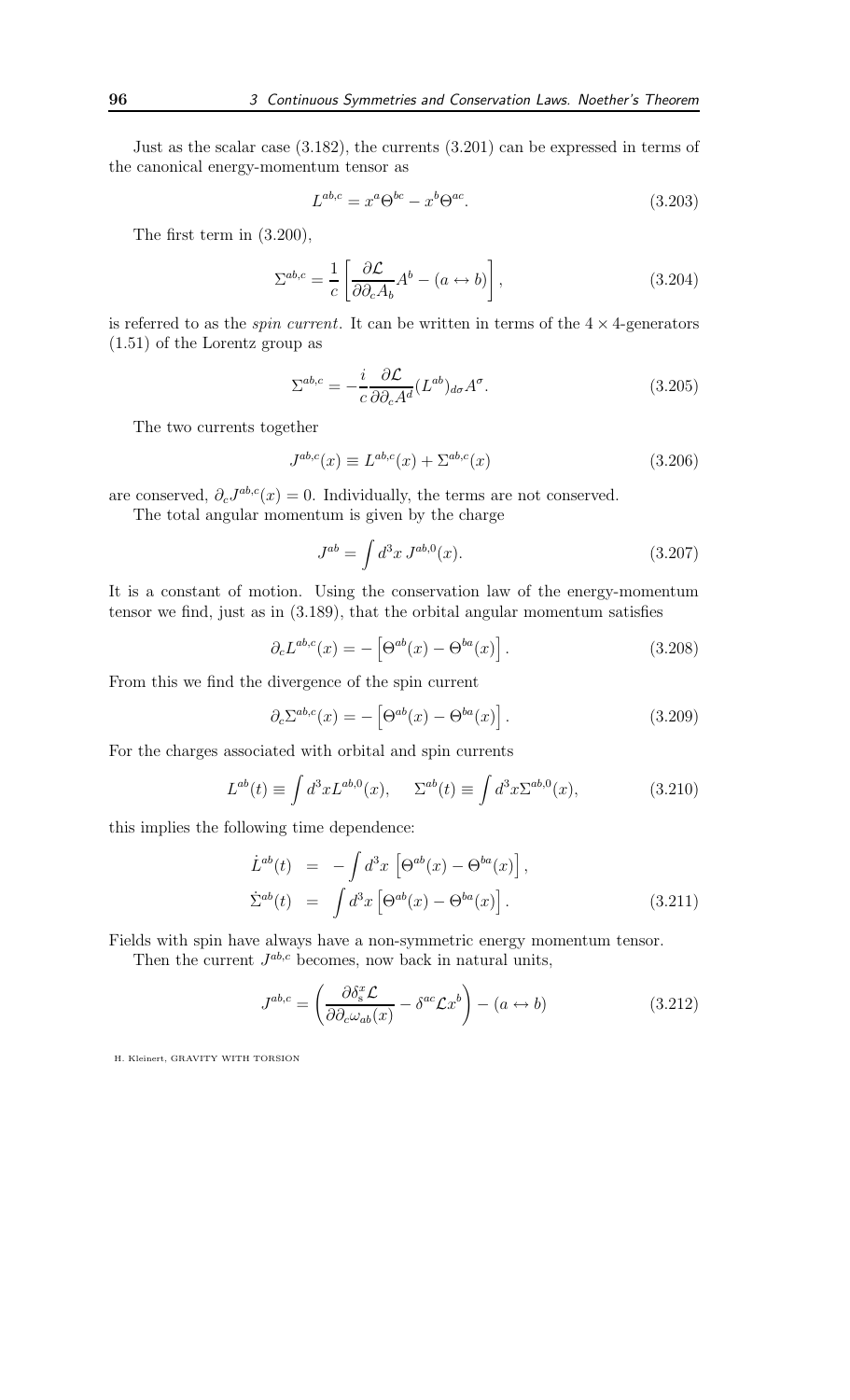Just as the scalar case (3.182), the currents (3.201) can be expressed in terms of the canonical energy-momentum tensor as

$$L^{ab,c} = x^a \Theta^{bc} - x^b \Theta^{ac}. \tag{3.203}$$

The first term in (3.200),

$$\Sigma^{ab,c} = \frac{1}{c}\left[\frac{\partial \mathcal{L}}{\partial \partial_c A_b} A^b - (a \leftrightarrow b)\right], \tag{3.204}$$

is referred to as the *spin current*. It can be written in terms of the $4 \times 4$-generators (1.51) of the Lorentz group as

$$\Sigma^{ab,c} = -\frac{i}{c}\frac{\partial \mathcal{L}}{\partial \partial_c A^d}(L^{ab})_{d\sigma} A^{\sigma}. \tag{3.205}$$

The two currents together

$$J^{ab,c}(x) \equiv L^{ab,c}(x) + \Sigma^{ab,c}(x) \tag{3.206}$$

are conserved, $\partial_c J^{ab,c}(x) = 0$. Individually, the terms are not conserved.

The total angular momentum is given by the charge

$$J^{ab} = \int d^3x \, J^{ab,0}(x). \tag{3.207}$$

It is a constant of motion. Using the conservation law of the energy-momentum tensor we find, just as in (3.189), that the orbital angular momentum satisfies

$$\partial_c L^{ab,c}(x) = -\left[\Theta^{ab}(x) - \Theta^{ba}(x)\right]. \tag{3.208}$$

From this we find the divergence of the spin current

$$\partial_c \Sigma^{ab,c}(x) = -\left[\Theta^{ab}(x) - \Theta^{ba}(x)\right]. \tag{3.209}$$

For the charges associated with orbital and spin currents

$$L^{ab}(t) \equiv \int d^3x L^{ab,0}(x), \qquad \Sigma^{ab}(t) \equiv \int d^3x \Sigma^{ab,0}(x), \tag{3.210}$$

this implies the following time dependence:

$$\begin{aligned} \dot{L}^{ab}(t) &= -\int d^3x \left[\Theta^{ab}(x) - \Theta^{ba}(x)\right], \\ \dot{\Sigma}^{ab}(t) &= \int d^3x \left[\Theta^{ab}(x) - \Theta^{ba}(x)\right]. \end{aligned} \tag{3.211}$$

Fields with spin have always have a non-symmetric energy momentum tensor.

Then the current $J^{ab,c}$ becomes, now back in natural units,

$$J^{ab,c} = \left(\frac{\partial \delta^x_s \mathcal{L}}{\partial \partial_c \omega_{ab}(x)} - \delta^{ac} \mathcal{L} x^b\right) - (a \leftrightarrow b) \tag{3.212}$$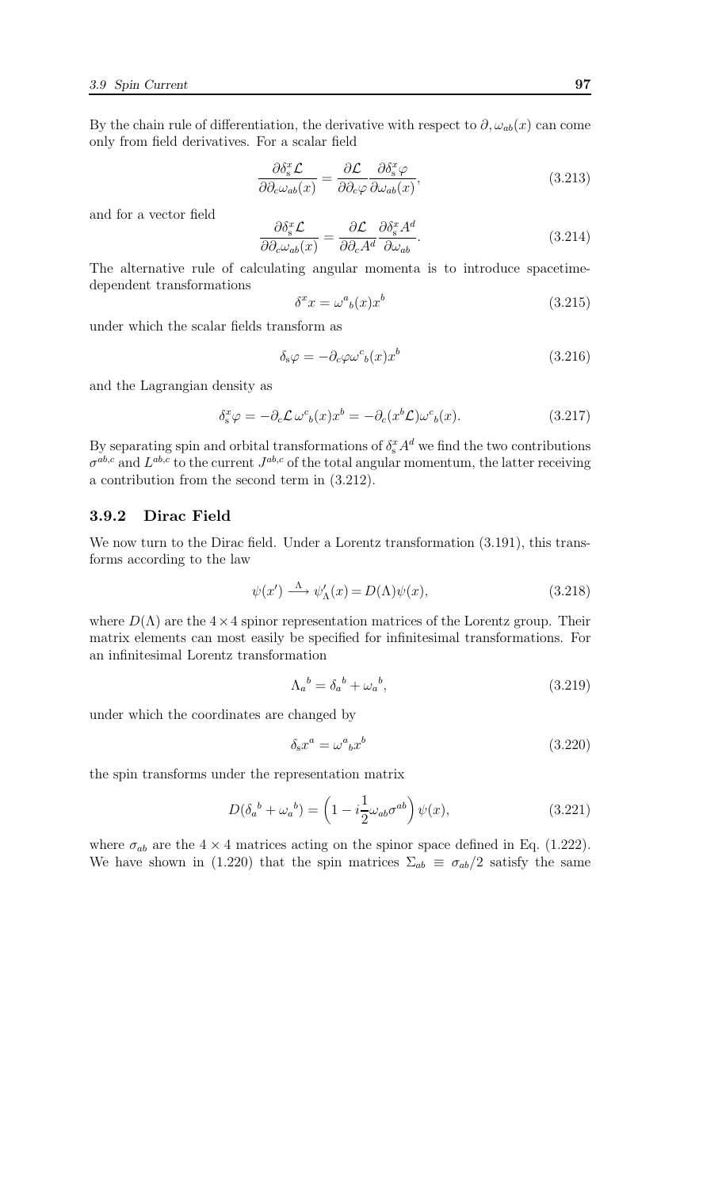By the chain rule of differentiation, the derivative with respect to $\partial_c \omega_{ab}(x)$ can come only from field derivatives. For a scalar field

$$\frac{\partial \delta_s^x \mathcal{L}}{\partial \partial_c \omega_{ab}(x)} = \frac{\partial \mathcal{L}}{\partial \partial_c \varphi} \frac{\partial \delta_s^x \varphi}{\partial \omega_{ab}(x)}, \tag{3.213}$$

and for a vector field

$$\frac{\partial \delta_s^x \mathcal{L}}{\partial \partial_c \omega_{ab}(x)} = \frac{\partial \mathcal{L}}{\partial \partial_c A^d} \frac{\partial \delta_s^x A^d}{\partial \omega_{ab}}. \tag{3.214}$$

The alternative rule of calculating angular momenta is to introduce spacetime-dependent transformations

$$\delta^x x = \omega^a{}_b(x) x^b \tag{3.215}$$

under which the scalar fields transform as

$$\delta_s \varphi = -\partial_c \varphi \omega^c{}_b(x) x^b \tag{3.216}$$

and the Lagrangian density as

$$\delta_s^x \varphi = -\partial_c \mathcal{L}\, \omega^c{}_b(x) x^b = -\partial_c (x^b \mathcal{L}) \omega^c{}_b(x). \tag{3.217}$$

By separating spin and orbital transformations of $\delta_s^x A^d$ we find the two contributions $\sigma^{ab,c}$ and $L^{ab,c}$ to the current $J^{ab,c}$ of the total angular momentum, the latter receiving a contribution from the second term in (3.212).

### 3.9.2 Dirac Field

We now turn to the Dirac field. Under a Lorentz transformation (3.191), this transforms according to the law

$$\psi(x') \xrightarrow{\Lambda} \psi'_\Lambda(x) = D(\Lambda)\psi(x), \tag{3.218}$$

where $D(\Lambda)$ are the $4 \times 4$ spinor representation matrices of the Lorentz group. Their matrix elements can most easily be specified for infinitesimal transformations. For an infinitesimal Lorentz transformation

$$\Lambda_a{}^b = \delta_a{}^b + \omega_a{}^b, \tag{3.219}$$

under which the coordinates are changed by

$$\delta_s x^a = \omega^a{}_b x^b \tag{3.220}$$

the spin transforms under the representation matrix

$$D(\delta_a{}^b + \omega_a{}^b) = \left(1 - i\frac{1}{2}\omega_{ab}\sigma^{ab}\right)\psi(x), \tag{3.221}$$

where $\sigma_{ab}$ are the $4 \times 4$ matrices acting on the spinor space defined in Eq. (1.222). We have shown in (1.220) that the spin matrices $\Sigma_{ab} \equiv \sigma_{ab}/2$ satisfy the same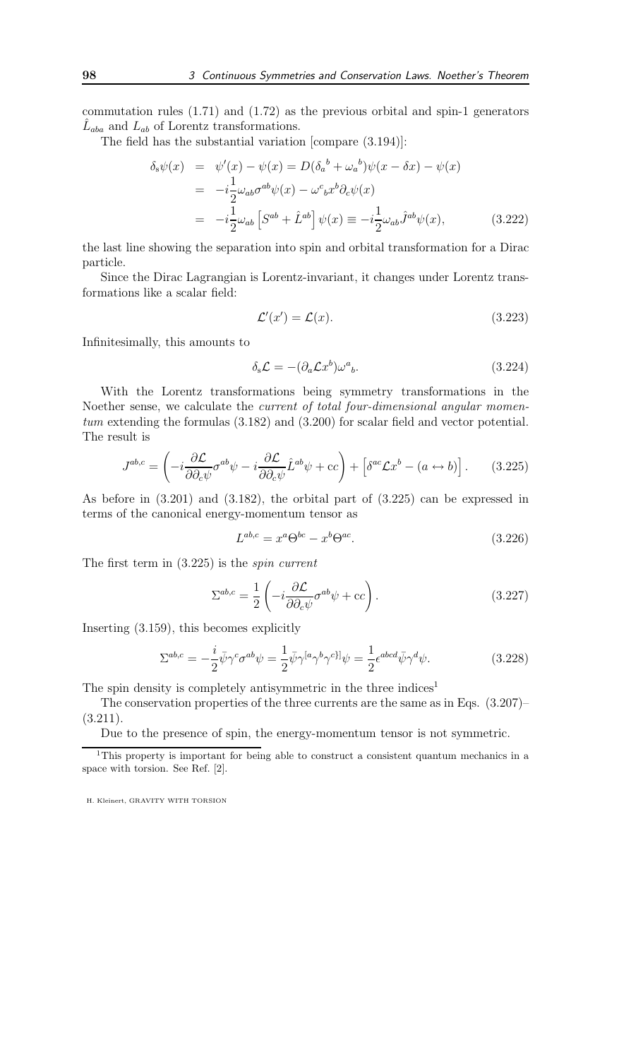commutation rules (1.71) and (1.72) as the previous orbital and spin-1 generators $\hat{L}_{aba}$ and $L_{ab}$ of Lorentz transformations.

The field has the substantial variation [compare (3.194)]:

$$
\begin{aligned}
\delta_s \psi(x) &= \psi'(x) - \psi(x) = D(\delta_a{}^b + \omega_a{}^b)\psi(x - \delta x) - \psi(x) \\
&= -i\frac{1}{2}\omega_{ab}\sigma^{ab}\psi(x) - \omega^c{}_b x^b \partial_c \psi(x) \\
&= -i\frac{1}{2}\omega_{ab}\left[S^{ab} + \hat{L}^{ab}\right]\psi(x) \equiv -i\frac{1}{2}\omega_{ab}\hat{J}^{ab}\psi(x),
\end{aligned}
\tag{3.222}
$$

the last line showing the separation into spin and orbital transformation for a Dirac particle.

Since the Dirac Lagrangian is Lorentz-invariant, it changes under Lorentz transformations like a scalar field:

$$
\mathcal{L}'(x') = \mathcal{L}(x). \tag{3.223}
$$

Infinitesimally, this amounts to

$$
\delta_s \mathcal{L} = -(\partial_a \mathcal{L} x^b)\omega^a{}_b. \tag{3.224}
$$

With the Lorentz transformations being symmetry transformations in the Noether sense, we calculate the *current of total four-dimensional angular momentum* extending the formulas (3.182) and (3.200) for scalar field and vector potential. The result is

$$
J^{ab,c} = \left(-i\frac{\partial \mathcal{L}}{\partial \partial_c \psi}\sigma^{ab}\psi - i\frac{\partial \mathcal{L}}{\partial \partial_c \psi}\hat{L}^{ab}\psi + \mathrm{cc}\right) + \left[\delta^{ac}\mathcal{L}x^b - (a \leftrightarrow b)\right]. \tag{3.225}
$$

As before in (3.201) and (3.182), the orbital part of (3.225) can be expressed in terms of the canonical energy-momentum tensor as

$$
L^{ab,c} = x^a \Theta^{bc} - x^b \Theta^{ac}. \tag{3.226}
$$

The first term in (3.225) is the *spin current*

$$
\Sigma^{ab,c} = \frac{1}{2}\left(-i\frac{\partial \mathcal{L}}{\partial \partial_c \psi}\sigma^{ab}\psi + \mathrm{cc}\right). \tag{3.227}
$$

Inserting (3.159), this becomes explicitly

$$
\Sigma^{ab,c} = -\frac{i}{2}\bar{\psi}\gamma^c \sigma^{ab}\psi = \frac{1}{2}\bar{\psi}\gamma^{[a}\gamma^b\gamma^{c]]}\psi = \frac{1}{2}\epsilon^{abcd}\bar{\psi}\gamma^d\psi. \tag{3.228}
$$

The spin density is completely antisymmetric in the three indices[1]

The conservation properties of the three currents are the same as in Eqs. (3.207)–(3.211).

Due to the presence of spin, the energy-momentum tensor is not symmetric.

[1]This property is important for being able to construct a consistent quantum mechanics in a space with torsion. See Ref. [2].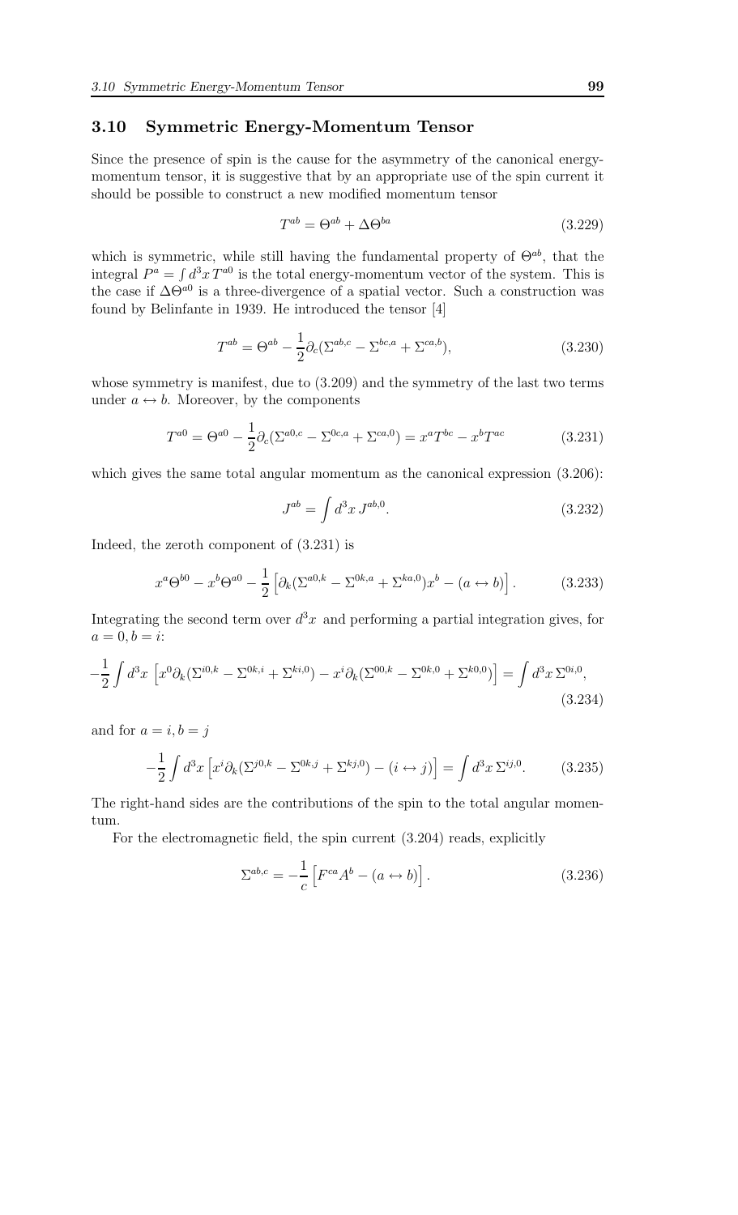## 3.10 Symmetric Energy-Momentum Tensor

Since the presence of spin is the cause for the asymmetry of the canonical energy-momentum tensor, it is suggestive that by an appropriate use of the spin current it should be possible to construct a new modified momentum tensor

$$T^{ab} = \Theta^{ab} + \Delta\Theta^{ba} \tag{3.229}$$

which is symmetric, while still having the fundamental property of $\Theta^{ab}$, that the integral $P^a = \int d^3x\, T^{a0}$ is the total energy-momentum vector of the system. This is the case if $\Delta\Theta^{a0}$ is a three-divergence of a spatial vector. Such a construction was found by Belinfante in 1939. He introduced the tensor [4]

$$T^{ab} = \Theta^{ab} - \frac{1}{2}\partial_c(\Sigma^{ab,c} - \Sigma^{bc,a} + \Sigma^{ca,b}), \tag{3.230}$$

whose symmetry is manifest, due to (3.209) and the symmetry of the last two terms under $a \leftrightarrow b$. Moreover, by the components

$$T^{a0} = \Theta^{a0} - \frac{1}{2}\partial_c(\Sigma^{a0,c} - \Sigma^{0c,a} + \Sigma^{ca,0}) = x^a T^{bc} - x^b T^{ac} \tag{3.231}$$

which gives the same total angular momentum as the canonical expression (3.206):

$$J^{ab} = \int d^3x\, J^{ab,0}. \tag{3.232}$$

Indeed, the zeroth component of (3.231) is

$$x^a\Theta^{b0} - x^b\Theta^{a0} - \frac{1}{2}\left[\partial_k(\Sigma^{a0,k} - \Sigma^{0k,a} + \Sigma^{ka,0})x^b - (a \leftrightarrow b)\right]. \tag{3.233}$$

Integrating the second term over $d^3x$ and performing a partial integration gives, for $a = 0, b = i$:

$$-\frac{1}{2}\int d^3x\, \left[x^0\partial_k(\Sigma^{i0,k} - \Sigma^{0k,i} + \Sigma^{ki,0}) - x^i\partial_k(\Sigma^{00,k} - \Sigma^{0k,0} + \Sigma^{k0,0})\right] = \int d^3x\, \Sigma^{0i,0}, \tag{3.234}$$

and for $a = i, b = j$

$$-\frac{1}{2}\int d^3x \left[x^i\partial_k(\Sigma^{j0,k} - \Sigma^{0k,j} + \Sigma^{kj,0}) - (i \leftrightarrow j)\right] = \int d^3x\, \Sigma^{ij,0}. \tag{3.235}$$

The right-hand sides are the contributions of the spin to the total angular momentum.

For the electromagnetic field, the spin current (3.204) reads, explicitly

$$\Sigma^{ab,c} = -\frac{1}{c}\left[F^{ca}A^b - (a \leftrightarrow b)\right]. \tag{3.236}$$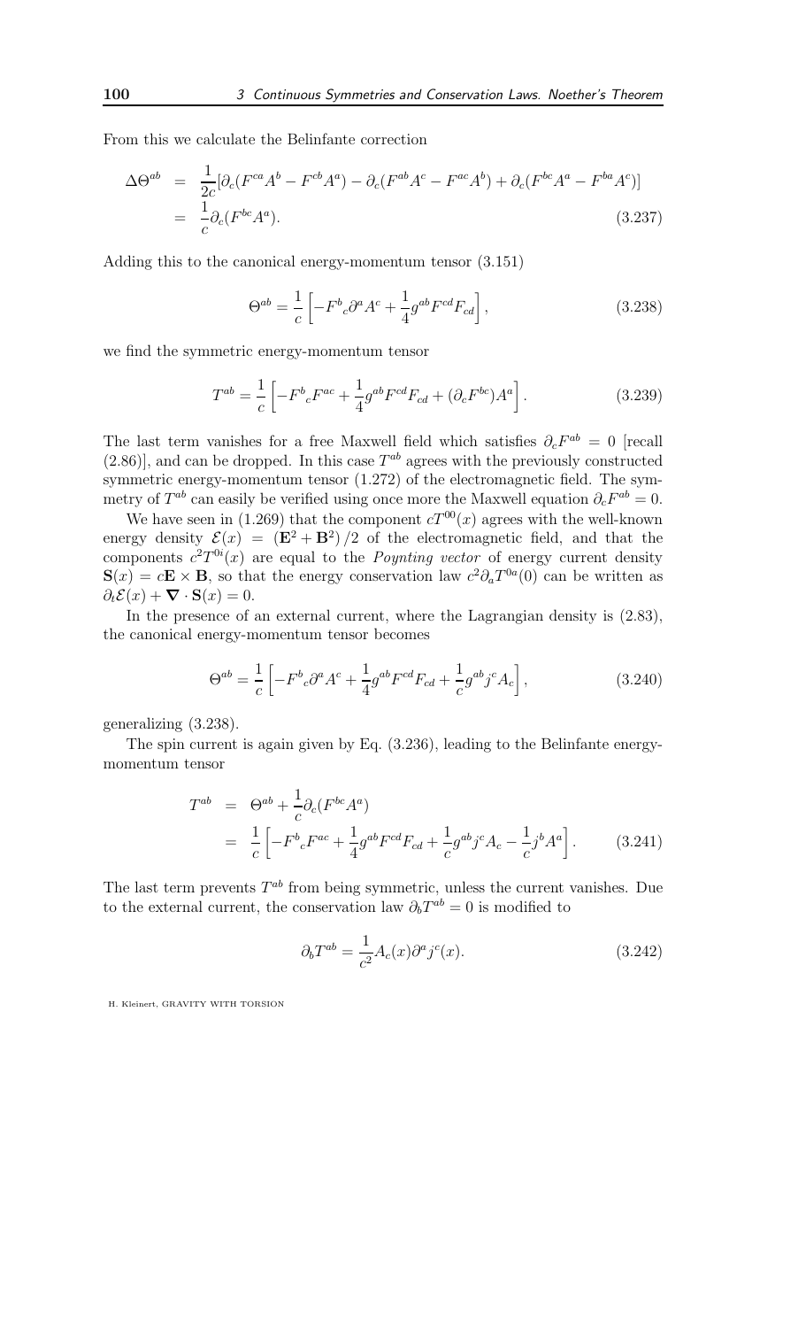From this we calculate the Belinfante correction

$$
\begin{aligned}
\Delta\Theta^{ab} &= \frac{1}{2c}[\partial_c(F^{ca}A^b - F^{cb}A^a) - \partial_c(F^{ab}A^c - F^{ac}A^b) + \partial_c(F^{bc}A^a - F^{ba}A^c)] \\
&= \frac{1}{c}\partial_c(F^{bc}A^a). \qquad (3.237)
\end{aligned}
$$

Adding this to the canonical energy-momentum tensor (3.151)

$$
\Theta^{ab} = \frac{1}{c}\left[-F^b{}_c\partial^a A^c + \frac{1}{4}g^{ab}F^{cd}F_{cd}\right], \qquad (3.238)
$$

we find the symmetric energy-momentum tensor

$$
T^{ab} = \frac{1}{c}\left[-F^b{}_cF^{ac} + \frac{1}{4}g^{ab}F^{cd}F_{cd} + (\partial_cF^{bc})A^a\right]. \qquad (3.239)
$$

The last term vanishes for a free Maxwell field which satisfies $\partial_cF^{ab} = 0$ [recall (2.86)], and can be dropped. In this case $T^{ab}$ agrees with the previously constructed symmetric energy-momentum tensor (1.272) of the electromagnetic field. The symmetry of $T^{ab}$ can easily be verified using once more the Maxwell equation $\partial_cF^{ab} = 0$.

We have seen in (1.269) that the component $cT^{00}(x)$ agrees with the well-known energy density $\mathcal{E}(x) = (\mathbf{E}^2 + \mathbf{B}^2)/2$ of the electromagnetic field, and that the components $c^2T^{0i}(x)$ are equal to the *Poynting vector* of energy current density $\mathbf{S}(x) = c\mathbf{E}\times\mathbf{B}$, so that the energy conservation law $c^2\partial_aT^{0a}(0)$ can be written as $\partial_t\mathcal{E}(x) + \boldsymbol{\nabla}\cdot\mathbf{S}(x) = 0$.

In the presence of an external current, where the Lagrangian density is (2.83), the canonical energy-momentum tensor becomes

$$
\Theta^{ab} = \frac{1}{c}\left[-F^b{}_c\partial^a A^c + \frac{1}{4}g^{ab}F^{cd}F_{cd} + \frac{1}{c}g^{ab}j^cA_c\right], \qquad (3.240)
$$

generalizing (3.238).

The spin current is again given by Eq. (3.236), leading to the Belinfante energy-momentum tensor

$$
\begin{aligned}
T^{ab} &= \Theta^{ab} + \frac{1}{c}\partial_c(F^{bc}A^a) \\
&= \frac{1}{c}\left[-F^b{}_cF^{ac} + \frac{1}{4}g^{ab}F^{cd}F_{cd} + \frac{1}{c}g^{ab}j^cA_c - \frac{1}{c}j^bA^a\right]. \qquad (3.241)
\end{aligned}
$$

The last term prevents $T^{ab}$ from being symmetric, unless the current vanishes. Due to the external current, the conservation law $\partial_bT^{ab} = 0$ is modified to

$$
\partial_bT^{ab} = \frac{1}{c^2}A_c(x)\partial^a j^c(x). \qquad (3.242)
$$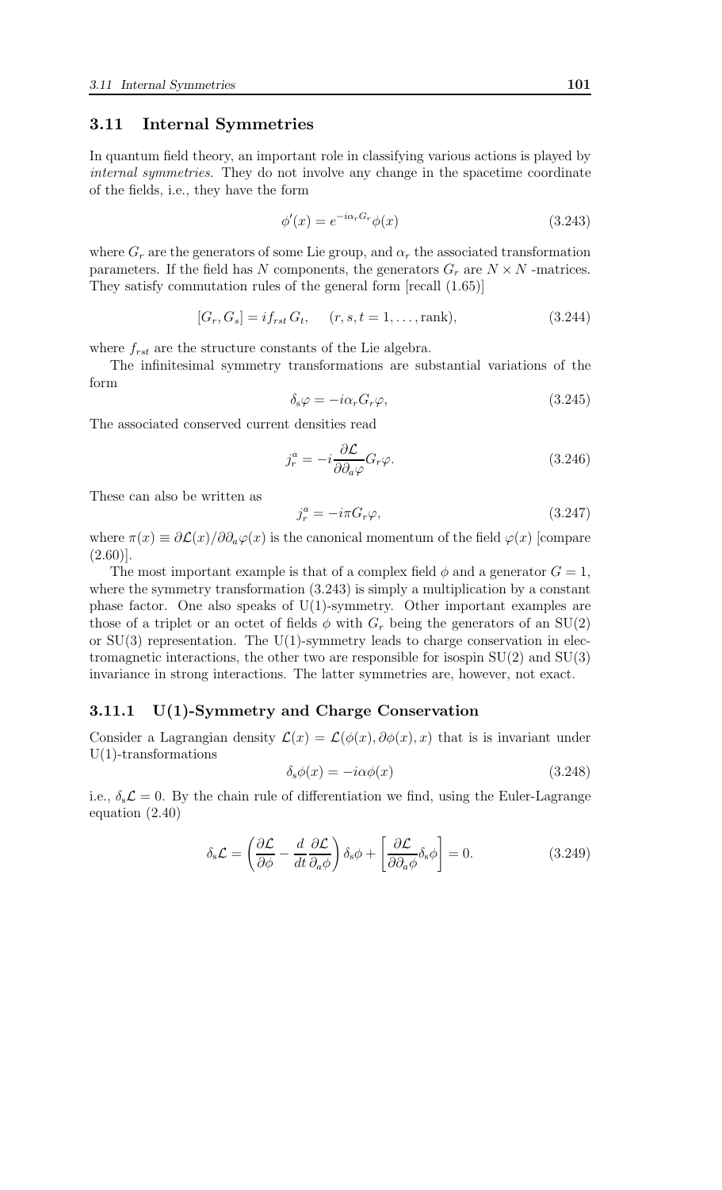## 3.11 Internal Symmetries

In quantum field theory, an important role in classifying various actions is played by *internal symmetries*. They do not involve any change in the spacetime coordinate of the fields, i.e., they have the form

$$\phi'(x) = e^{-i\alpha_r G_r}\phi(x) \tag{3.243}$$

where $G_r$ are the generators of some Lie group, and $\alpha_r$ the associated transformation parameters. If the field has $N$ components, the generators $G_r$ are $N \times N$ -matrices. They satisfy commutation rules of the general form [recall (1.65)]

$$[G_r, G_s] = i f_{rst}\, G_t, \quad (r, s, t = 1, \ldots, \text{rank}), \tag{3.244}$$

where $f_{rst}$ are the structure constants of the Lie algebra.

The infinitesimal symmetry transformations are substantial variations of the form

$$\delta_s \varphi = -i\alpha_r G_r \varphi, \tag{3.245}$$

The associated conserved current densities read

$$j_r^a = -i\frac{\partial \mathcal{L}}{\partial \partial_a \varphi} G_r \varphi. \tag{3.246}$$

These can also be written as

$$j_r^a = -i\pi G_r \varphi, \tag{3.247}$$

where $\pi(x) \equiv \partial\mathcal{L}(x)/\partial\partial_a\varphi(x)$ is the canonical momentum of the field $\varphi(x)$ [compare (2.60)].

The most important example is that of a complex field $\phi$ and a generator $G = 1$, where the symmetry transformation (3.243) is simply a multiplication by a constant phase factor. One also speaks of U(1)-symmetry. Other important examples are those of a triplet or an octet of fields $\phi$ with $G_r$ being the generators of an SU(2) or SU(3) representation. The U(1)-symmetry leads to charge conservation in electromagnetic interactions, the other two are responsible for isospin SU(2) and SU(3) invariance in strong interactions. The latter symmetries are, however, not exact.

### 3.11.1 U(1)-Symmetry and Charge Conservation

Consider a Lagrangian density $\mathcal{L}(x) = \mathcal{L}(\phi(x), \partial\phi(x), x)$ that is is invariant under U(1)-transformations

$$\delta_s \phi(x) = -i\alpha\phi(x) \tag{3.248}$$

i.e., $\delta_s\mathcal{L} = 0$. By the chain rule of differentiation we find, using the Euler-Lagrange equation (2.40)

$$\delta_s\mathcal{L} = \left(\frac{\partial\mathcal{L}}{\partial\phi} - \frac{d}{dt}\frac{\partial\mathcal{L}}{\partial_a\phi}\right)\delta_s\phi + \left[\frac{\partial\mathcal{L}}{\partial\partial_a\phi}\delta_s\phi\right] = 0. \tag{3.249}$$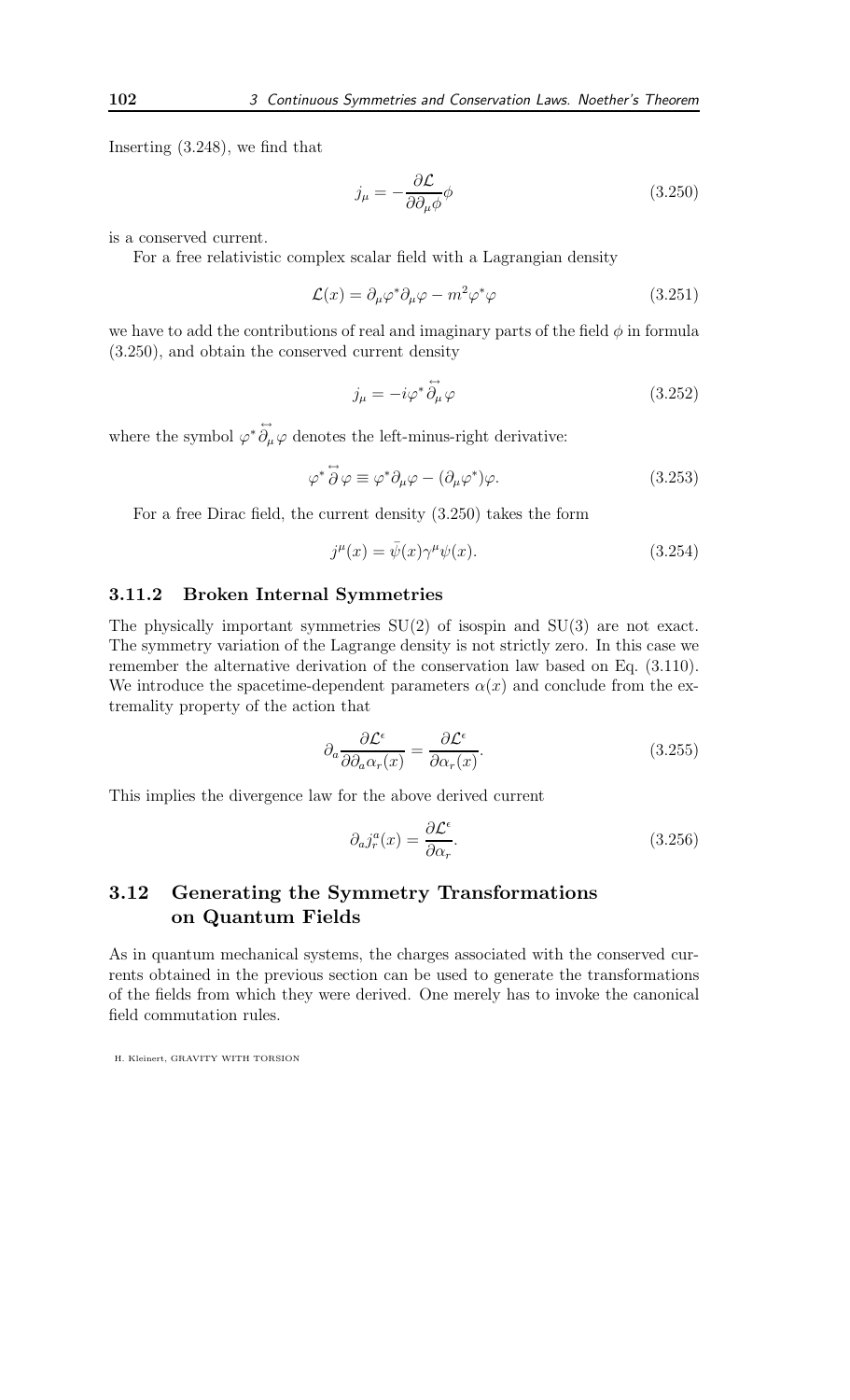Inserting (3.248), we find that

$$j_\mu = -\frac{\partial \mathcal{L}}{\partial \partial_\mu \phi} \phi \tag{3.250}$$

is a conserved current.

For a free relativistic complex scalar field with a Lagrangian density

$$\mathcal{L}(x) = \partial_\mu \varphi^* \partial_\mu \varphi - m^2 \varphi^* \varphi \tag{3.251}$$

we have to add the contributions of real and imaginary parts of the field $\phi$ in formula (3.250), and obtain the conserved current density

$$j_\mu = -i\varphi^* \overleftrightarrow{\partial_\mu} \varphi \tag{3.252}$$

where the symbol $\varphi^* \overleftrightarrow{\partial_\mu} \varphi$ denotes the left-minus-right derivative:

$$\varphi^* \overleftrightarrow{\partial} \varphi \equiv \varphi^* \partial_\mu \varphi - (\partial_\mu \varphi^*) \varphi. \tag{3.253}$$

For a free Dirac field, the current density (3.250) takes the form

$$j^\mu(x) = \bar{\psi}(x) \gamma^\mu \psi(x). \tag{3.254}$$

### 3.11.2 Broken Internal Symmetries

The physically important symmetries SU(2) of isospin and SU(3) are not exact. The symmetry variation of the Lagrange density is not strictly zero. In this case we remember the alternative derivation of the conservation law based on Eq. (3.110). We introduce the spacetime-dependent parameters $\alpha(x)$ and conclude from the extremality property of the action that

$$\partial_a \frac{\partial \mathcal{L}^\epsilon}{\partial \partial_a \alpha_r(x)} = \frac{\partial \mathcal{L}^\epsilon}{\partial \alpha_r(x)}. \tag{3.255}$$

This implies the divergence law for the above derived current

$$\partial_a j_r^a(x) = \frac{\partial \mathcal{L}^\epsilon}{\partial \alpha_r}. \tag{3.256}$$

## 3.12 Generating the Symmetry Transformations on Quantum Fields

As in quantum mechanical systems, the charges associated with the conserved currents obtained in the previous section can be used to generate the transformations of the fields from which they were derived. One merely has to invoke the canonical field commutation rules.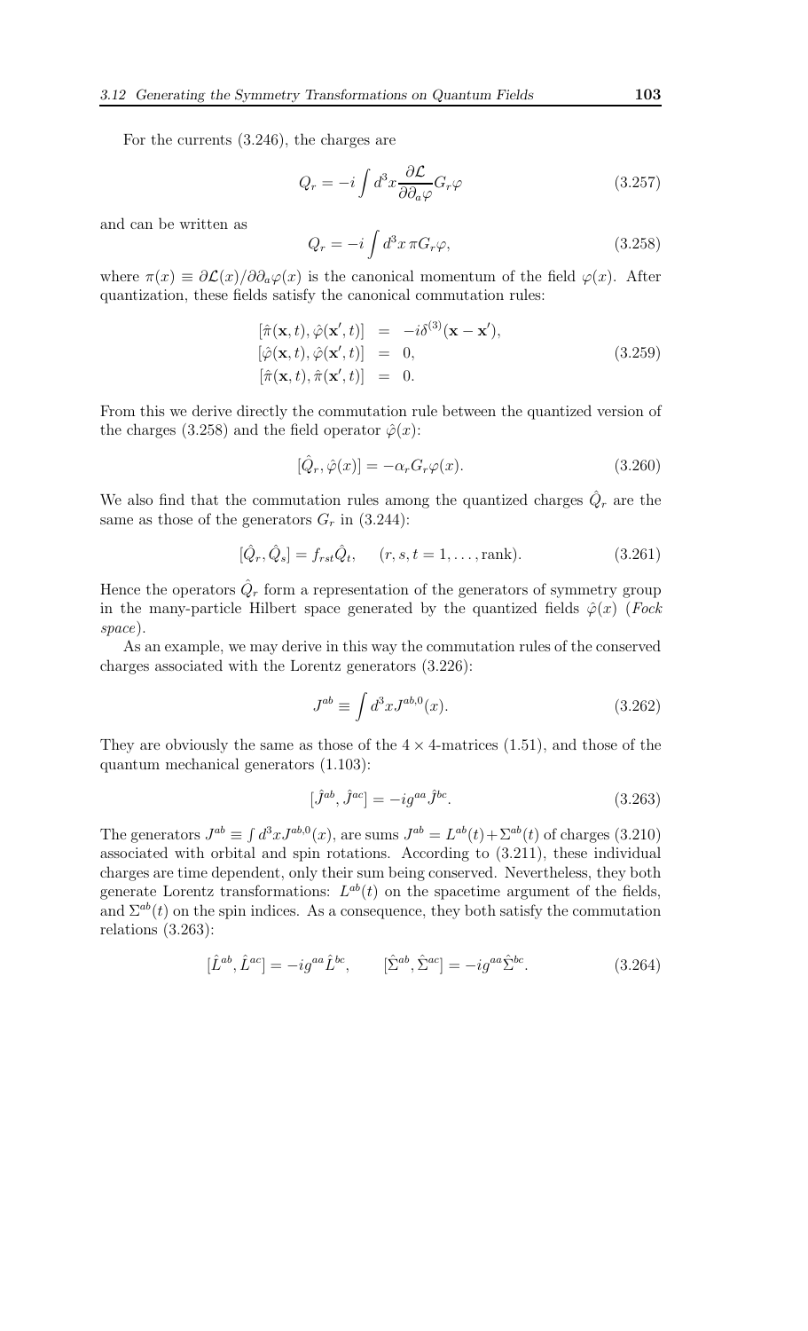For the currents (3.246), the charges are

$$Q_r = -i \int d^3x \frac{\partial \mathcal{L}}{\partial \partial_a \varphi} G_r \varphi \tag{3.257}$$

and can be written as

$$Q_r = -i \int d^3x \, \pi G_r \varphi, \tag{3.258}$$

where $\pi(x) \equiv \partial \mathcal{L}(x)/\partial \partial_a \varphi(x)$ is the canonical momentum of the field $\varphi(x)$. After quantization, these fields satisfy the canonical commutation rules:

$$\begin{aligned}
[\hat{\pi}(\mathbf{x}, t), \hat{\varphi}(\mathbf{x}', t)] &= -i\delta^{(3)}(\mathbf{x} - \mathbf{x}'), \\
[\hat{\varphi}(\mathbf{x}, t), \hat{\varphi}(\mathbf{x}', t)] &= 0, \\
[\hat{\pi}(\mathbf{x}, t), \hat{\pi}(\mathbf{x}', t)] &= 0.
\end{aligned} \tag{3.259}$$

From this we derive directly the commutation rule between the quantized version of the charges (3.258) and the field operator $\hat{\varphi}(x)$:

$$[\hat{Q}_r, \hat{\varphi}(x)] = -\alpha_r G_r \varphi(x). \tag{3.260}$$

We also find that the commutation rules among the quantized charges $\hat{Q}_r$ are the same as those of the generators $G_r$ in (3.244):

$$[\hat{Q}_r, \hat{Q}_s] = f_{rst} \hat{Q}_t, \quad (r, s, t = 1, \ldots, \text{rank}). \tag{3.261}$$

Hence the operators $\hat{Q}_r$ form a representation of the generators of symmetry group in the many-particle Hilbert space generated by the quantized fields $\hat{\varphi}(x)$ (*Fock space*).

As an example, we may derive in this way the commutation rules of the conserved charges associated with the Lorentz generators (3.226):

$$J^{ab} \equiv \int d^3x J^{ab,0}(x). \tag{3.262}$$

They are obviously the same as those of the $4 \times 4$-matrices (1.51), and those of the quantum mechanical generators (1.103):

$$[\hat{J}^{ab}, \hat{J}^{ac}] = -ig^{aa} \hat{J}^{bc}. \tag{3.263}$$

The generators $J^{ab} \equiv \int d^3x J^{ab,0}(x)$, are sums $J^{ab} = L^{ab}(t) + \Sigma^{ab}(t)$ of charges (3.210) associated with orbital and spin rotations. According to (3.211), these individual charges are time dependent, only their sum being conserved. Nevertheless, they both generate Lorentz transformations: $L^{ab}(t)$ on the spacetime argument of the fields, and $\Sigma^{ab}(t)$ on the spin indices. As a consequence, they both satisfy the commutation relations (3.263):

$$[\hat{L}^{ab}, \hat{L}^{ac}] = -ig^{aa} \hat{L}^{bc}, \qquad [\hat{\Sigma}^{ab}, \hat{\Sigma}^{ac}] = -ig^{aa} \hat{\Sigma}^{bc}. \tag{3.264}$$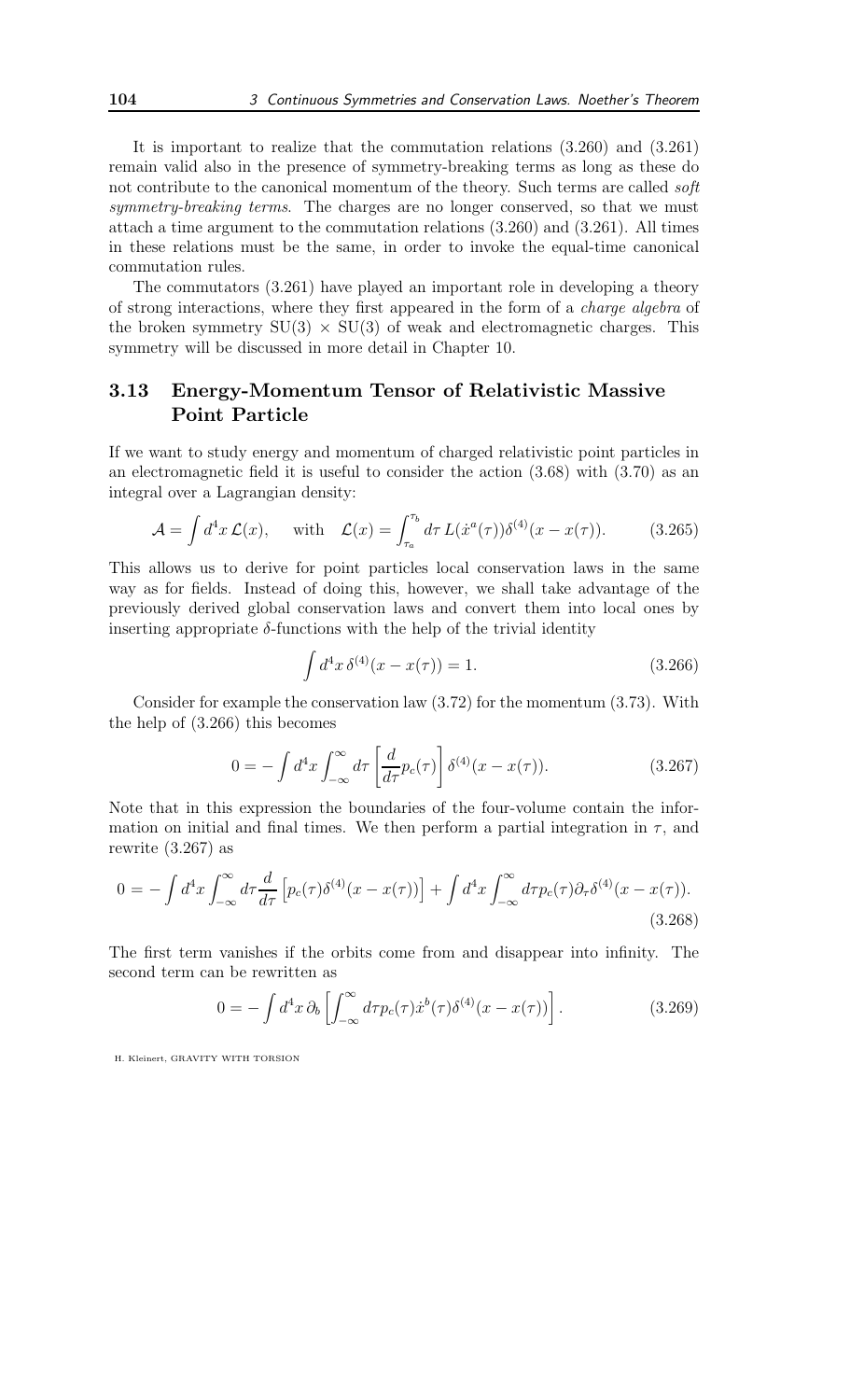It is important to realize that the commutation relations (3.260) and (3.261) remain valid also in the presence of symmetry-breaking terms as long as these do not contribute to the canonical momentum of the theory. Such terms are called *soft symmetry-breaking terms*. The charges are no longer conserved, so that we must attach a time argument to the commutation relations (3.260) and (3.261). All times in these relations must be the same, in order to invoke the equal-time canonical commutation rules.

The commutators (3.261) have played an important role in developing a theory of strong interactions, where they first appeared in the form of a *charge algebra* of the broken symmetry SU(3) × SU(3) of weak and electromagnetic charges. This symmetry will be discussed in more detail in Chapter 10.

## 3.13 Energy-Momentum Tensor of Relativistic Massive Point Particle

If we want to study energy and momentum of charged relativistic point particles in an electromagnetic field it is useful to consider the action (3.68) with (3.70) as an integral over a Lagrangian density:

$$\mathcal{A} = \int d^4x\, \mathcal{L}(x), \quad \text{with} \quad \mathcal{L}(x) = \int_{\tau_a}^{\tau_b} d\tau\, L(\dot{x}^a(\tau))\delta^{(4)}(x - x(\tau)). \tag{3.265}$$

This allows us to derive for point particles local conservation laws in the same way as for fields. Instead of doing this, however, we shall take advantage of the previously derived global conservation laws and convert them into local ones by inserting appropriate $\delta$-functions with the help of the trivial identity

$$\int d^4x\, \delta^{(4)}(x - x(\tau)) = 1. \tag{3.266}$$

Consider for example the conservation law (3.72) for the momentum (3.73). With the help of (3.266) this becomes

$$0 = -\int d^4x \int_{-\infty}^{\infty} d\tau \left[\frac{d}{d\tau} p_c(\tau)\right] \delta^{(4)}(x - x(\tau)). \tag{3.267}$$

Note that in this expression the boundaries of the four-volume contain the information on initial and final times. We then perform a partial integration in $\tau$, and rewrite (3.267) as

$$0 = -\int d^4x \int_{-\infty}^{\infty} d\tau \frac{d}{d\tau}\left[p_c(\tau)\delta^{(4)}(x - x(\tau))\right] + \int d^4x \int_{-\infty}^{\infty} d\tau p_c(\tau)\partial_\tau \delta^{(4)}(x - x(\tau)). \tag{3.268}$$

The first term vanishes if the orbits come from and disappear into infinity. The second term can be rewritten as

$$0 = -\int d^4x\, \partial_b \left[\int_{-\infty}^{\infty} d\tau p_c(\tau)\dot{x}^b(\tau)\delta^{(4)}(x - x(\tau))\right]. \tag{3.269}$$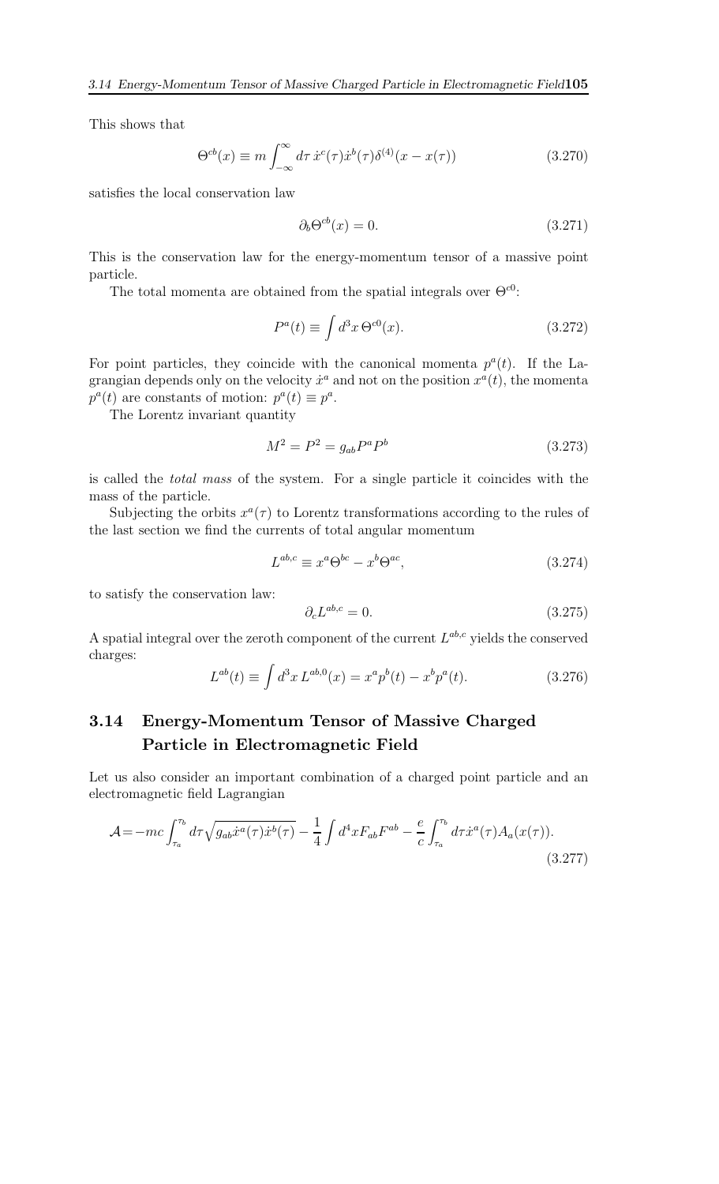This shows that

$$\Theta^{cb}(x) \equiv m \int_{-\infty}^{\infty} d\tau\, \dot{x}^c(\tau)\dot{x}^b(\tau)\delta^{(4)}(x - x(\tau)) \tag{3.270}$$

satisfies the local conservation law

$$\partial_b \Theta^{cb}(x) = 0. \tag{3.271}$$

This is the conservation law for the energy-momentum tensor of a massive point particle.

The total momenta are obtained from the spatial integrals over $\Theta^{c0}$:

$$P^a(t) \equiv \int d^3x\, \Theta^{c0}(x). \tag{3.272}$$

For point particles, they coincide with the canonical momenta $p^a(t)$. If the Lagrangian depends only on the velocity $\dot{x}^a$ and not on the position $x^a(t)$, the momenta $p^a(t)$ are constants of motion: $p^a(t) \equiv p^a$.

The Lorentz invariant quantity

$$M^2 = P^2 = g_{ab}P^aP^b \tag{3.273}$$

is called the *total mass* of the system. For a single particle it coincides with the mass of the particle.

Subjecting the orbits $x^a(\tau)$ to Lorentz transformations according to the rules of the last section we find the currents of total angular momentum

$$L^{ab,c} \equiv x^a\Theta^{bc} - x^b\Theta^{ac}, \tag{3.274}$$

to satisfy the conservation law:

$$\partial_c L^{ab,c} = 0. \tag{3.275}$$

A spatial integral over the zeroth component of the current $L^{ab,c}$ yields the conserved charges:

$$L^{ab}(t) \equiv \int d^3x\, L^{ab,0}(x) = x^a p^b(t) - x^b p^a(t). \tag{3.276}$$

## 3.14 Energy-Momentum Tensor of Massive Charged Particle in Electromagnetic Field

Let us also consider an important combination of a charged point particle and an electromagnetic field Lagrangian

$$\mathcal{A} = -mc\int_{\tau_a}^{\tau_b} d\tau \sqrt{g_{ab}\dot{x}^a(\tau)\dot{x}^b(\tau)} - \frac{1}{4}\int d^4x F_{ab}F^{ab} - \frac{e}{c}\int_{\tau_a}^{\tau_b} d\tau \dot{x}^a(\tau)A_a(x(\tau)). \tag{3.277}$$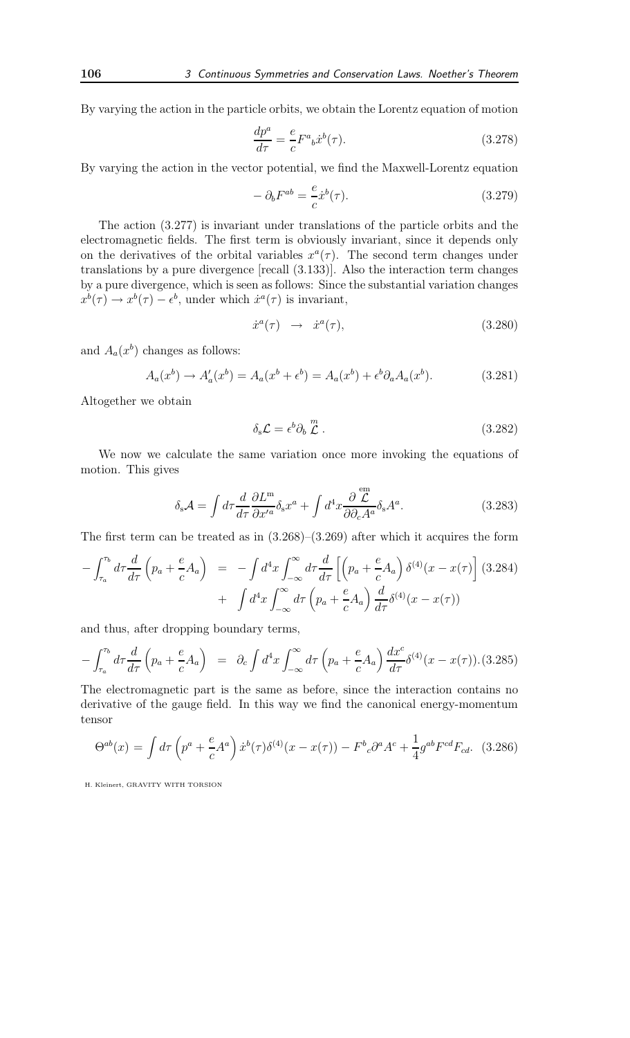By varying the action in the particle orbits, we obtain the Lorentz equation of motion

$$\frac{dp^a}{d\tau} = \frac{e}{c} F^a{}_b \dot{x}^b(\tau). \tag{3.278}$$

By varying the action in the vector potential, we find the Maxwell-Lorentz equation

$$-\partial_b F^{ab} = \frac{e}{c} \dot{x}^b(\tau). \tag{3.279}$$

The action (3.277) is invariant under translations of the particle orbits and the electromagnetic fields. The first term is obviously invariant, since it depends only on the derivatives of the orbital variables $x^a(\tau)$. The second term changes under translations by a pure divergence [recall (3.133)]. Also the interaction term changes by a pure divergence, which is seen as follows: Since the substantial variation changes $x^b(\tau) \to x^b(\tau) - \epsilon^b$, under which $\dot{x}^a(\tau)$ is invariant,

$$\dot{x}^a(\tau) \;\;\to\;\; \dot{x}^a(\tau), \tag{3.280}$$

and $A_a(x^b)$ changes as follows:

$$A_a(x^b) \to A'_a(x^b) = A_a(x^b + \epsilon^b) = A_a(x^b) + \epsilon^b \partial_a A_a(x^b). \tag{3.281}$$

Altogether we obtain

$$\delta_{\rm s} \mathcal{L} = \epsilon^b \partial_b \overset{m}{\mathcal{L}}. \tag{3.282}$$

We now we calculate the same variation once more invoking the equations of motion. This gives

$$\delta_{\rm s} \mathcal{A} = \int d\tau \frac{d}{d\tau} \frac{\partial L^{\rm m}}{\partial x'^a} \delta_{\rm s} x^a + \int d^4x \frac{\partial \overset{\rm em}{\mathcal{L}}}{\partial \partial_c A^a} \delta_{\rm s} A^a. \tag{3.283}$$

The first term can be treated as in (3.268)–(3.269) after which it acquires the form

$$\begin{aligned} -\int_{\tau_a}^{\tau_b} d\tau \frac{d}{d\tau}\left(p_a + \frac{e}{c}A_a\right) &= -\int d^4x \int_{-\infty}^{\infty} d\tau \frac{d}{d\tau}\left[\left(p_a + \frac{e}{c}A_a\right)\delta^{(4)}(x - x(\tau))\right] \\ &\quad + \int d^4x \int_{-\infty}^{\infty} d\tau \left(p_a + \frac{e}{c}A_a\right)\frac{d}{d\tau}\delta^{(4)}(x - x(\tau)) \end{aligned} \tag{3.284}$$

and thus, after dropping boundary terms,

$$-\int_{\tau_a}^{\tau_b} d\tau \frac{d}{d\tau}\left(p_a + \frac{e}{c}A_a\right) = \partial_c \int d^4x \int_{-\infty}^{\infty} d\tau \left(p_a + \frac{e}{c}A_a\right)\frac{dx^c}{d\tau}\delta^{(4)}(x - x(\tau)). \tag{3.285}$$

The electromagnetic part is the same as before, since the interaction contains no derivative of the gauge field. In this way we find the canonical energy-momentum tensor

$$\Theta^{ab}(x) = \int d\tau \left(p^a + \frac{e}{c}A^a\right)\dot{x}^b(\tau)\delta^{(4)}(x - x(\tau)) - F^b{}_c\partial^a A^c + \frac{1}{4}g^{ab}F^{cd}F_{cd}. \tag{3.286}$$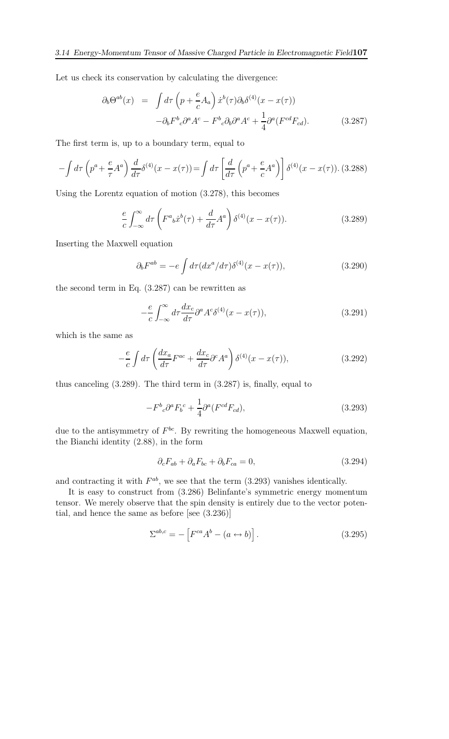Let us check its conservation by calculating the divergence:

$$
\begin{aligned}
\partial_b \Theta^{ab}(x) &= \int d\tau \left( p + \frac{e}{c} A_a \right) \dot{x}^b(\tau) \partial_b \delta^{(4)}(x - x(\tau)) \\
&\quad - \partial_b F^b{}_c \partial^a A^c - F^b{}_c \partial_b \partial^a A^c + \frac{1}{4} \partial^a (F^{cd} F_{cd}).
\end{aligned}
\tag{3.287}
$$

The first term is, up to a boundary term, equal to

$$
-\int d\tau \left( p^a + \frac{e}{\tau} A^a \right) \frac{d}{d\tau} \delta^{(4)}(x - x(\tau)) = \int d\tau \left[ \frac{d}{d\tau} \left( p^a + \frac{e}{c} A^a \right) \right] \delta^{(4)}(x - x(\tau)). \tag{3.288}
$$

Using the Lorentz equation of motion (3.278), this becomes

$$
\frac{e}{c} \int_{-\infty}^{\infty} d\tau \left( F^a{}_b \dot{x}^b(\tau) + \frac{d}{d\tau} A^a \right) \delta^{(4)}(x - x(\tau)). \tag{3.289}
$$

Inserting the Maxwell equation

$$
\partial_b F^{ab} = -e \int d\tau (dx^a / d\tau) \delta^{(4)}(x - x(\tau)), \tag{3.290}
$$

the second term in Eq. (3.287) can be rewritten as

$$
-\frac{e}{c} \int_{-\infty}^{\infty} d\tau \frac{dx_c}{d\tau} \partial^a A^c \delta^{(4)}(x - x(\tau)), \tag{3.291}
$$

which is the same as

$$
-\frac{e}{c} \int d\tau \left( \frac{dx_a}{d\tau} F^{ac} + \frac{dx_c}{d\tau} \partial^c A^a \right) \delta^{(4)}(x - x(\tau)), \tag{3.292}
$$

thus canceling (3.289). The third term in (3.287) is, finally, equal to

$$
-F^b{}_c \partial^a F_b{}^c + \frac{1}{4} \partial^a (F^{cd} F_{cd}), \tag{3.293}
$$

due to the antisymmetry of $F^{bc}$. By rewriting the homogeneous Maxwell equation, the Bianchi identity (2.88), in the form

$$
\partial_c F_{ab} + \partial_a F_{bc} + \partial_b F_{ca} = 0, \tag{3.294}
$$

and contracting it with $F^{ab}$, we see that the term (3.293) vanishes identically.

It is easy to construct from (3.286) Belinfante's symmetric energy momentum tensor. We merely observe that the spin density is entirely due to the vector potential, and hence the same as before [see (3.236)]

$$
\Sigma^{ab,c} = -\left[ F^{ca} A^b - (a \leftrightarrow b) \right]. \tag{3.295}
$$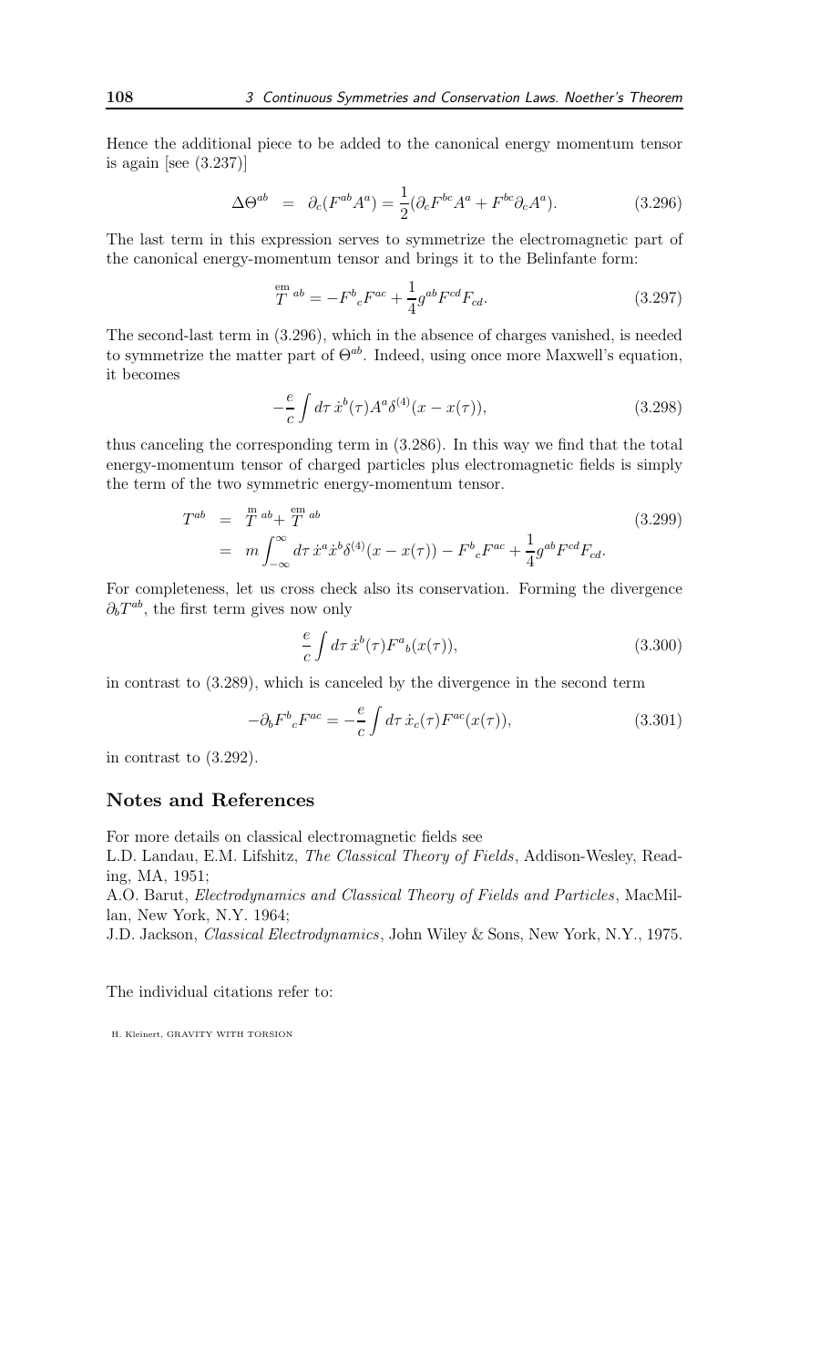Hence the additional piece to be added to the canonical energy momentum tensor is again [see (3.237)]

$$\Delta\Theta^{ab} \;=\; \partial_c(F^{ab}A^a) = \frac{1}{2}(\partial_c F^{bc}A^a + F^{bc}\partial_c A^a). \tag{3.296}$$

The last term in this expression serves to symmetrize the electromagnetic part of the canonical energy-momentum tensor and brings it to the Belinfante form:

$$\overset{\text{em}}{T}{}^{ab} = -F^b{}_c F^{ac} + \frac{1}{4}g^{ab}F^{cd}F_{cd}. \tag{3.297}$$

The second-last term in (3.296), which in the absence of charges vanished, is needed to symmetrize the matter part of $\Theta^{ab}$. Indeed, using once more Maxwell's equation, it becomes

$$-\frac{e}{c}\int d\tau\, \dot{x}^b(\tau)A^a\delta^{(4)}(x-x(\tau)), \tag{3.298}$$

thus canceling the corresponding term in (3.286). In this way we find that the total energy-momentum tensor of charged particles plus electromagnetic fields is simply the term of the two symmetric energy-momentum tensor.

$$\begin{aligned} T^{ab} &= \overset{\text{m}}{T}{}^{ab} + \overset{\text{em}}{T}{}^{ab} \\ &= m\int_{-\infty}^{\infty} d\tau\, \dot{x}^a\dot{x}^b\delta^{(4)}(x-x(\tau)) - F^b{}_c F^{ac} + \frac{1}{4}g^{ab}F^{cd}F_{cd}. \end{aligned} \tag{3.299}$$

For completeness, let us cross check also its conservation. Forming the divergence $\partial_b T^{ab}$, the first term gives now only

$$\frac{e}{c}\int d\tau\, \dot{x}^b(\tau)F^a{}_b(x(\tau)), \tag{3.300}$$

in contrast to (3.289), which is canceled by the divergence in the second term

$$-\partial_b F^b{}_c F^{ac} = -\frac{e}{c}\int d\tau\, \dot{x}_c(\tau)F^{ac}(x(\tau)), \tag{3.301}$$

in contrast to (3.292).

## Notes and References

For more details on classical electromagnetic fields see

L.D. Landau, E.M. Lifshitz, *The Classical Theory of Fields*, Addison-Wesley, Reading, MA, 1951;

A.O. Barut, *Electrodynamics and Classical Theory of Fields and Particles*, MacMillan, New York, N.Y. 1964;

J.D. Jackson, *Classical Electrodynamics*, John Wiley & Sons, New York, N.Y., 1975.

The individual citations refer to: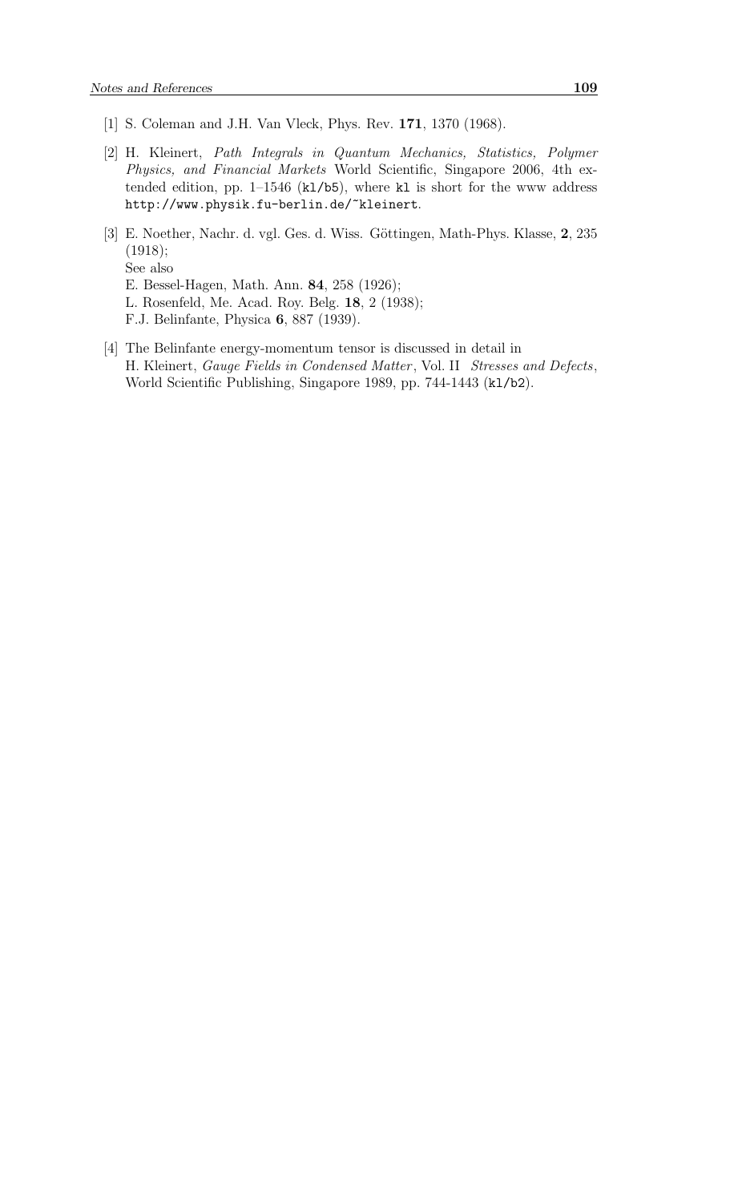[1] S. Coleman and J.H. Van Vleck, Phys. Rev. **171**, 1370 (1968).

[2] H. Kleinert, *Path Integrals in Quantum Mechanics, Statistics, Polymer Physics, and Financial Markets* World Scientific, Singapore 2006, 4th extended edition, pp. 1–1546 (`kl/b5`), where `kl` is short for the www address `http://www.physik.fu-berlin.de/~kleinert`.

[3] E. Noether, Nachr. d. vgl. Ges. d. Wiss. Göttingen, Math-Phys. Klasse, **2**, 235 (1918);
See also
E. Bessel-Hagen, Math. Ann. **84**, 258 (1926);
L. Rosenfeld, Me. Acad. Roy. Belg. **18**, 2 (1938);
F.J. Belinfante, Physica **6**, 887 (1939).

[4] The Belinfante energy-momentum tensor is discussed in detail in
H. Kleinert, *Gauge Fields in Condensed Matter*, Vol. II *Stresses and Defects*, World Scientific Publishing, Singapore 1989, pp. 744-1443 (`kl/b2`).